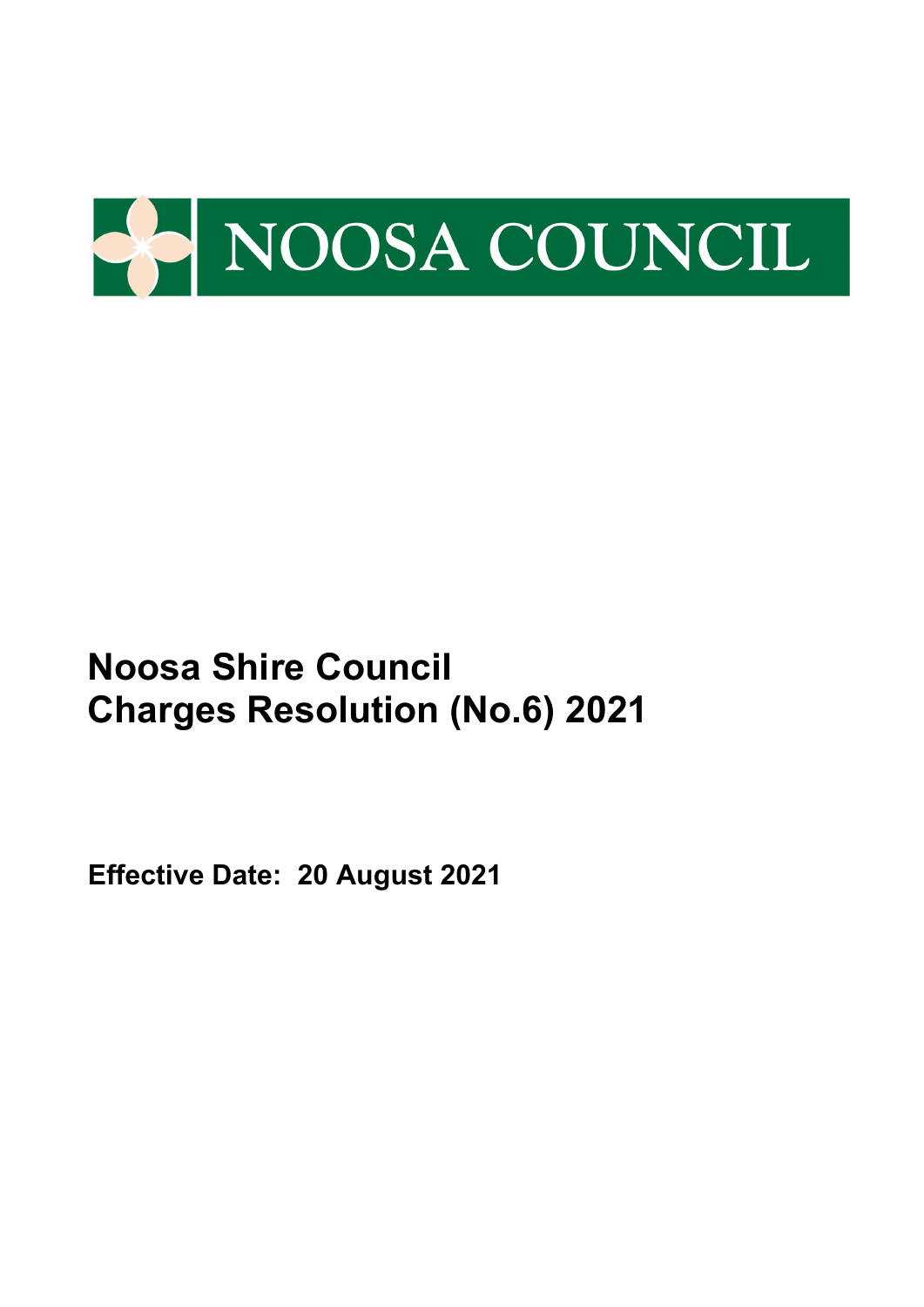NOOSA COUNCIL

# Noosa Shire Council
# Charges Resolution (No.6) 2021

**Effective Date: 20 August 2021**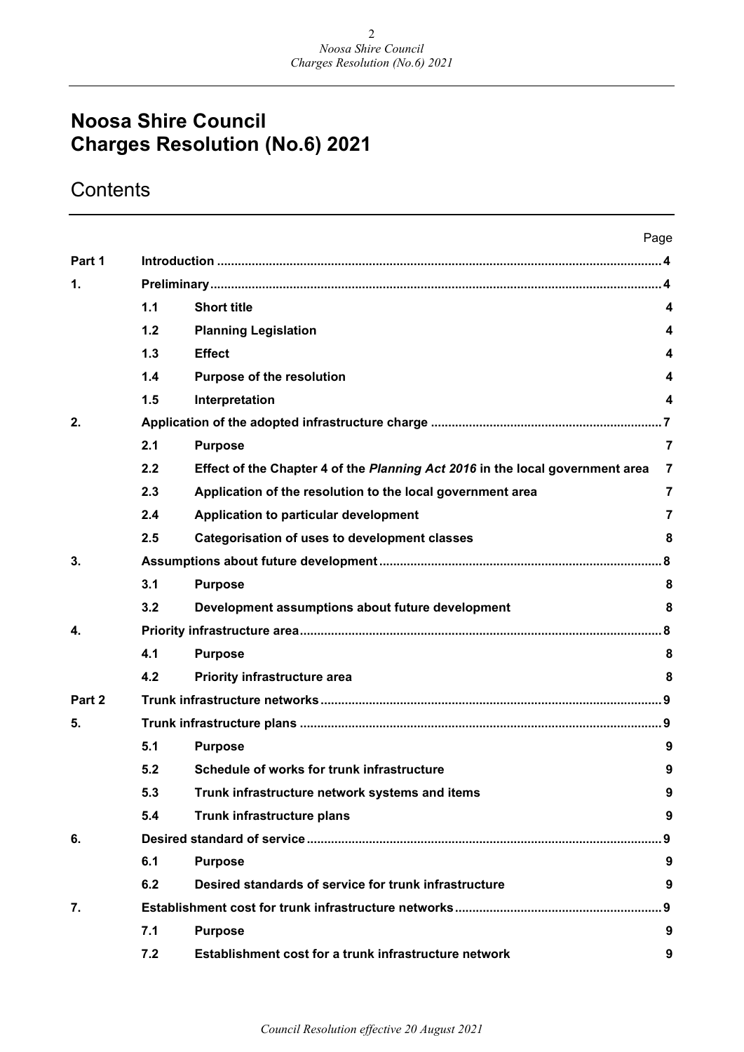# Noosa Shire Council
# Charges Resolution (No.6) 2021

## Contents

| | | | Page |
|---|---|---|---|
| **Part 1** | **Introduction** | | **4** |
| **1.** | **Preliminary** | | **4** |
| | **1.1** | **Short title** | **4** |
| | **1.2** | **Planning Legislation** | **4** |
| | **1.3** | **Effect** | **4** |
| | **1.4** | **Purpose of the resolution** | **4** |
| | **1.5** | **Interpretation** | **4** |
| **2.** | **Application of the adopted infrastructure charge** | | **7** |
| | **2.1** | **Purpose** | **7** |
| | **2.2** | **Effect of the Chapter 4 of the *Planning Act 2016* in the local government area** | **7** |
| | **2.3** | **Application of the resolution to the local government area** | **7** |
| | **2.4** | **Application to particular development** | **7** |
| | **2.5** | **Categorisation of uses to development classes** | **8** |
| **3.** | **Assumptions about future development** | | **8** |
| | **3.1** | **Purpose** | **8** |
| | **3.2** | **Development assumptions about future development** | **8** |
| **4.** | **Priority infrastructure area** | | **8** |
| | **4.1** | **Purpose** | **8** |
| | **4.2** | **Priority infrastructure area** | **8** |
| **Part 2** | **Trunk infrastructure networks** | | **9** |
| **5.** | **Trunk infrastructure plans** | | **9** |
| | **5.1** | **Purpose** | **9** |
| | **5.2** | **Schedule of works for trunk infrastructure** | **9** |
| | **5.3** | **Trunk infrastructure network systems and items** | **9** |
| | **5.4** | **Trunk infrastructure plans** | **9** |
| **6.** | **Desired standard of service** | | **9** |
| | **6.1** | **Purpose** | **9** |
| | **6.2** | **Desired standards of service for trunk infrastructure** | **9** |
| **7.** | **Establishment cost for trunk infrastructure networks** | | **9** |
| | **7.1** | **Purpose** | **9** |
| | **7.2** | **Establishment cost for a trunk infrastructure network** | **9** |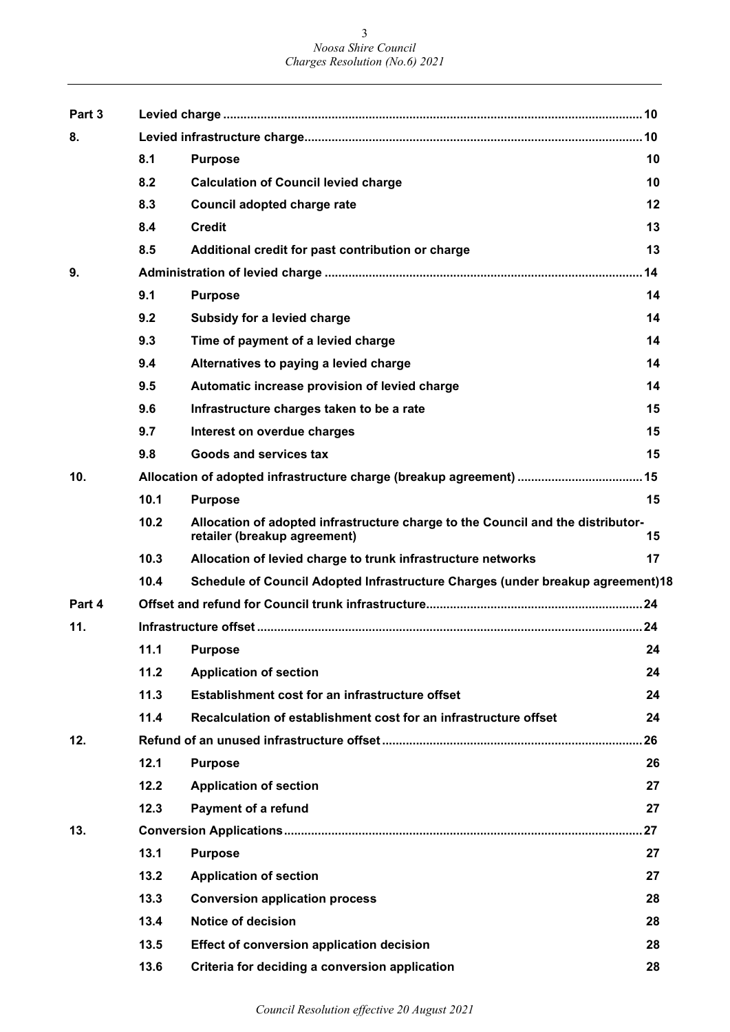| | | | |
|---|---|---|---|
| **Part 3** | **Levied charge** | | **10** |
| **8.** | **Levied infrastructure charge** | | **10** |
| | **8.1** | **Purpose** | **10** |
| | **8.2** | **Calculation of Council levied charge** | **10** |
| | **8.3** | **Council adopted charge rate** | **12** |
| | **8.4** | **Credit** | **13** |
| | **8.5** | **Additional credit for past contribution or charge** | **13** |
| **9.** | **Administration of levied charge** | | **14** |
| | **9.1** | **Purpose** | **14** |
| | **9.2** | **Subsidy for a levied charge** | **14** |
| | **9.3** | **Time of payment of a levied charge** | **14** |
| | **9.4** | **Alternatives to paying a levied charge** | **14** |
| | **9.5** | **Automatic increase provision of levied charge** | **14** |
| | **9.6** | **Infrastructure charges taken to be a rate** | **15** |
| | **9.7** | **Interest on overdue charges** | **15** |
| | **9.8** | **Goods and services tax** | **15** |
| **10.** | **Allocation of adopted infrastructure charge (breakup agreement)** | | **15** |
| | **10.1** | **Purpose** | **15** |
| | **10.2** | **Allocation of adopted infrastructure charge to the Council and the distributor-retailer (breakup agreement)** | **15** |
| | **10.3** | **Allocation of levied charge to trunk infrastructure networks** | **17** |
| | **10.4** | **Schedule of Council Adopted Infrastructure Charges (under breakup agreement)** | **18** |
| **Part 4** | **Offset and refund for Council trunk infrastructure** | | **24** |
| **11.** | **Infrastructure offset** | | **24** |
| | **11.1** | **Purpose** | **24** |
| | **11.2** | **Application of section** | **24** |
| | **11.3** | **Establishment cost for an infrastructure offset** | **24** |
| | **11.4** | **Recalculation of establishment cost for an infrastructure offset** | **24** |
| **12.** | **Refund of an unused infrastructure offset** | | **26** |
| | **12.1** | **Purpose** | **26** |
| | **12.2** | **Application of section** | **27** |
| | **12.3** | **Payment of a refund** | **27** |
| **13.** | **Conversion Applications** | | **27** |
| | **13.1** | **Purpose** | **27** |
| | **13.2** | **Application of section** | **27** |
| | **13.3** | **Conversion application process** | **28** |
| | **13.4** | **Notice of decision** | **28** |
| | **13.5** | **Effect of conversion application decision** | **28** |
| | **13.6** | **Criteria for deciding a conversion application** | **28** |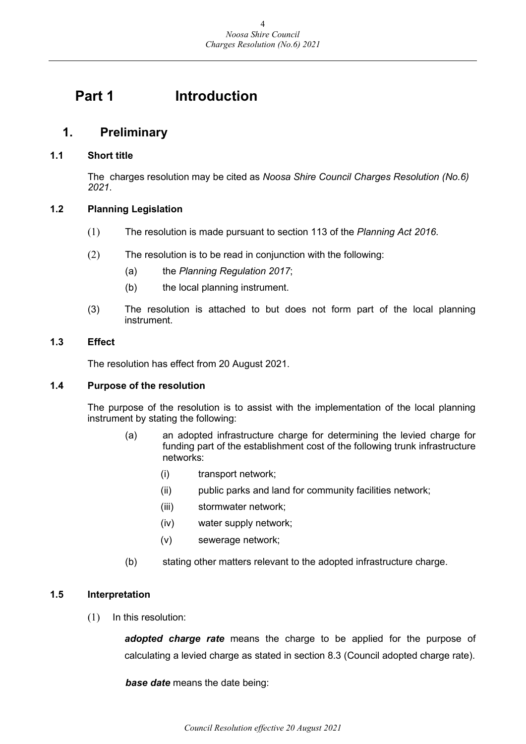# Part 1 Introduction

## 1. Preliminary

### 1.1 Short title

The charges resolution may be cited as *Noosa Shire Council Charges Resolution (No.6) 2021*.

### 1.2 Planning Legislation

(1) The resolution is made pursuant to section 113 of the *Planning Act 2016*.

(2) The resolution is to be read in conjunction with the following:

- (a) the *Planning Regulation 2017*;
- (b) the local planning instrument.

(3) The resolution is attached to but does not form part of the local planning instrument.

### 1.3 Effect

The resolution has effect from 20 August 2021.

### 1.4 Purpose of the resolution

The purpose of the resolution is to assist with the implementation of the local planning instrument by stating the following:

- (a) an adopted infrastructure charge for determining the levied charge for funding part of the establishment cost of the following trunk infrastructure networks:
  - (i) transport network;
  - (ii) public parks and land for community facilities network;
  - (iii) stormwater network;
  - (iv) water supply network;
  - (v) sewerage network;
- (b) stating other matters relevant to the adopted infrastructure charge.

### 1.5 Interpretation

(1) In this resolution:

***adopted charge rate*** means the charge to be applied for the purpose of calculating a levied charge as stated in section 8.3 (Council adopted charge rate).

***base date*** means the date being: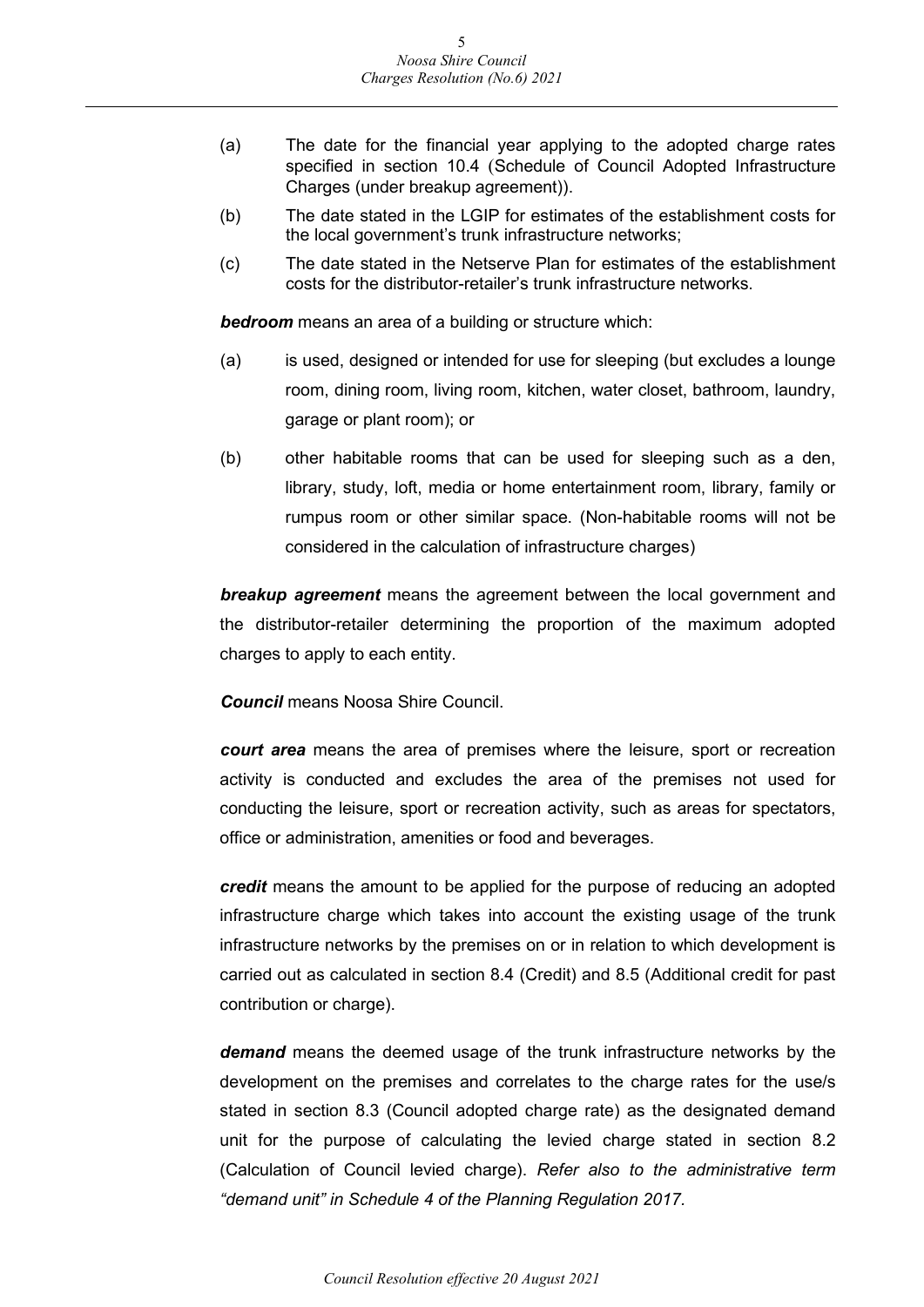(a) The date for the financial year applying to the adopted charge rates specified in section 10.4 (Schedule of Council Adopted Infrastructure Charges (under breakup agreement)).

(b) The date stated in the LGIP for estimates of the establishment costs for the local government's trunk infrastructure networks;

(c) The date stated in the Netserve Plan for estimates of the establishment costs for the distributor-retailer's trunk infrastructure networks.

***bedroom*** means an area of a building or structure which:

(a) is used, designed or intended for use for sleeping (but excludes a lounge room, dining room, living room, kitchen, water closet, bathroom, laundry, garage or plant room); or

(b) other habitable rooms that can be used for sleeping such as a den, library, study, loft, media or home entertainment room, library, family or rumpus room or other similar space. (Non-habitable rooms will not be considered in the calculation of infrastructure charges)

***breakup agreement*** means the agreement between the local government and the distributor-retailer determining the proportion of the maximum adopted charges to apply to each entity.

***Council*** means Noosa Shire Council.

***court area*** means the area of premises where the leisure, sport or recreation activity is conducted and excludes the area of the premises not used for conducting the leisure, sport or recreation activity, such as areas for spectators, office or administration, amenities or food and beverages.

***credit*** means the amount to be applied for the purpose of reducing an adopted infrastructure charge which takes into account the existing usage of the trunk infrastructure networks by the premises on or in relation to which development is carried out as calculated in section 8.4 (Credit) and 8.5 (Additional credit for past contribution or charge).

***demand*** means the deemed usage of the trunk infrastructure networks by the development on the premises and correlates to the charge rates for the use/s stated in section 8.3 (Council adopted charge rate) as the designated demand unit for the purpose of calculating the levied charge stated in section 8.2 (Calculation of Council levied charge). *Refer also to the administrative term "demand unit" in Schedule 4 of the Planning Regulation 2017.*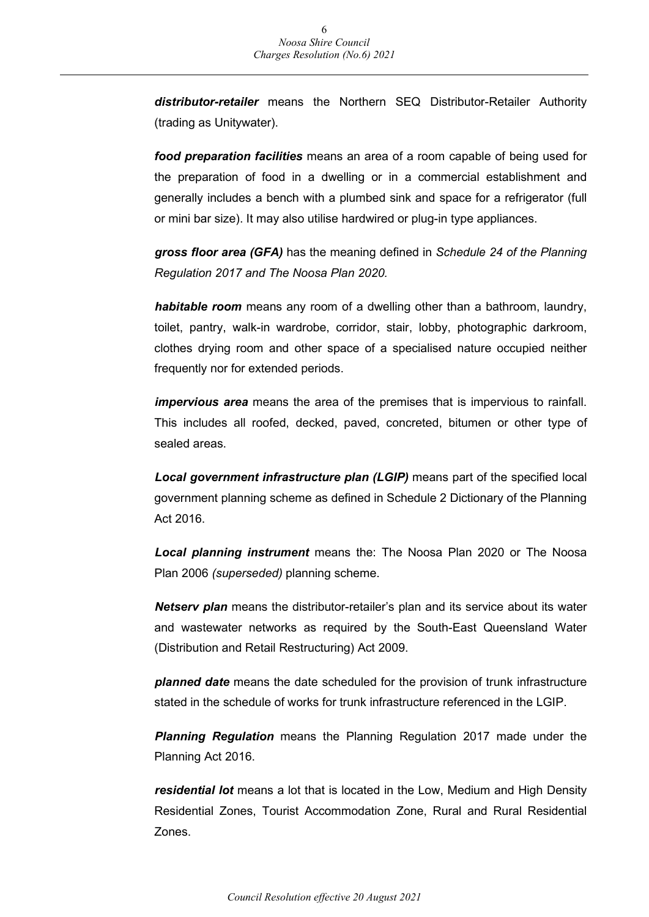***distributor-retailer*** means the Northern SEQ Distributor-Retailer Authority (trading as Unitywater).

***food preparation facilities*** means an area of a room capable of being used for the preparation of food in a dwelling or in a commercial establishment and generally includes a bench with a plumbed sink and space for a refrigerator (full or mini bar size). It may also utilise hardwired or plug-in type appliances.

***gross floor area (GFA)*** has the meaning defined in *Schedule 24 of the Planning Regulation 2017 and The Noosa Plan 2020.*

***habitable room*** means any room of a dwelling other than a bathroom, laundry, toilet, pantry, walk-in wardrobe, corridor, stair, lobby, photographic darkroom, clothes drying room and other space of a specialised nature occupied neither frequently nor for extended periods.

***impervious area*** means the area of the premises that is impervious to rainfall. This includes all roofed, decked, paved, concreted, bitumen or other type of sealed areas.

***Local government infrastructure plan (LGIP)*** means part of the specified local government planning scheme as defined in Schedule 2 Dictionary of the Planning Act 2016.

***Local planning instrument*** means the: The Noosa Plan 2020 or The Noosa Plan 2006 *(superseded)* planning scheme.

***Netserv plan*** means the distributor-retailer's plan and its service about its water and wastewater networks as required by the South-East Queensland Water (Distribution and Retail Restructuring) Act 2009.

***planned date*** means the date scheduled for the provision of trunk infrastructure stated in the schedule of works for trunk infrastructure referenced in the LGIP.

***Planning Regulation*** means the Planning Regulation 2017 made under the Planning Act 2016.

***residential lot*** means a lot that is located in the Low, Medium and High Density Residential Zones, Tourist Accommodation Zone, Rural and Rural Residential Zones.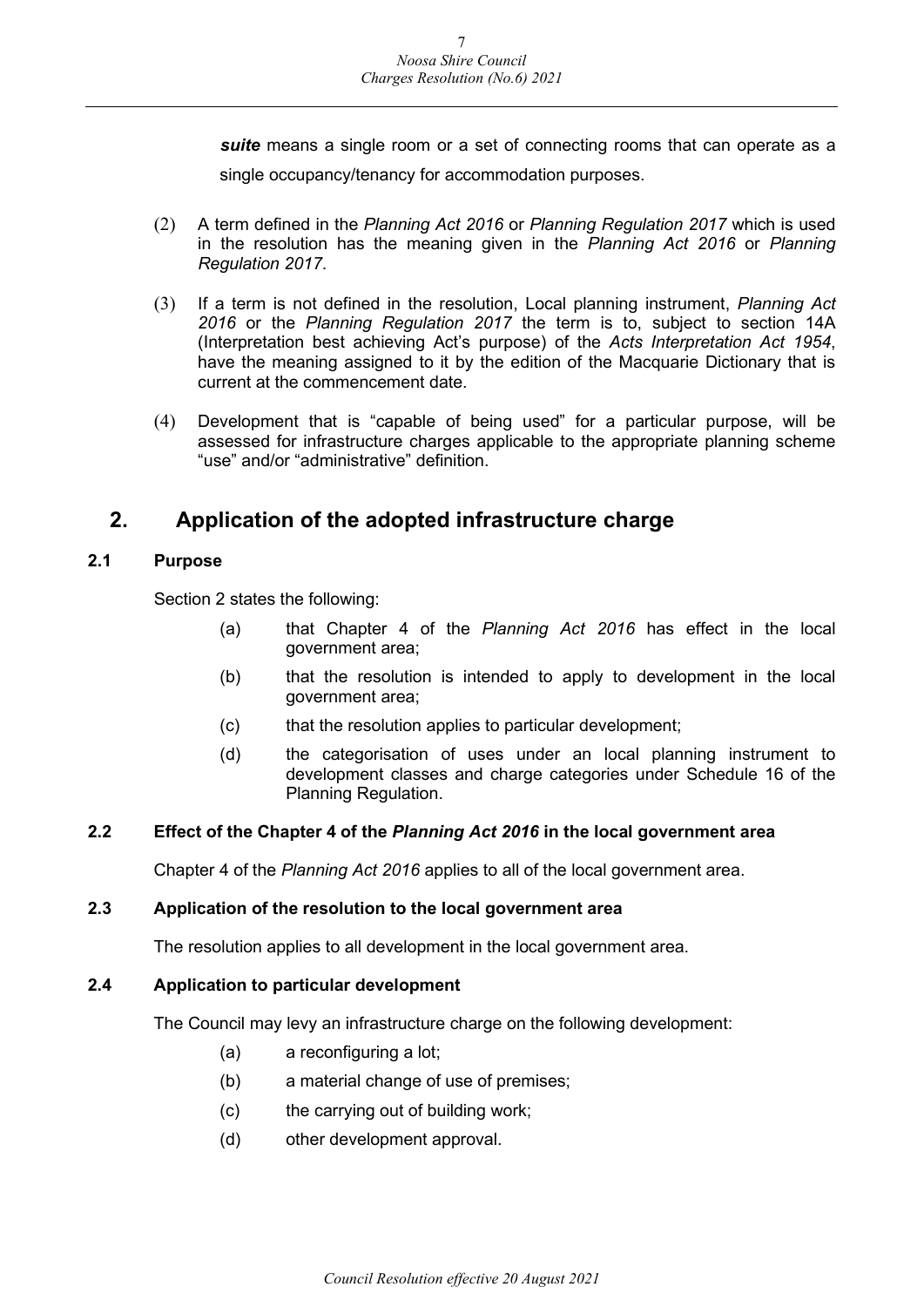***suite*** means a single room or a set of connecting rooms that can operate as a single occupancy/tenancy for accommodation purposes.

(2) A term defined in the *Planning Act 2016* or *Planning Regulation 2017* which is used in the resolution has the meaning given in the *Planning Act 2016* or *Planning Regulation 2017*.

(3) If a term is not defined in the resolution, Local planning instrument, *Planning Act 2016* or the *Planning Regulation 2017* the term is to, subject to section 14A (Interpretation best achieving Act's purpose) of the *Acts Interpretation Act 1954*, have the meaning assigned to it by the edition of the Macquarie Dictionary that is current at the commencement date.

(4) Development that is "capable of being used" for a particular purpose, will be assessed for infrastructure charges applicable to the appropriate planning scheme "use" and/or "administrative" definition.

# 2. Application of the adopted infrastructure charge

### 2.1 Purpose

Section 2 states the following:

(a) that Chapter 4 of the *Planning Act 2016* has effect in the local government area;

(b) that the resolution is intended to apply to development in the local government area;

(c) that the resolution applies to particular development;

(d) the categorisation of uses under an local planning instrument to development classes and charge categories under Schedule 16 of the Planning Regulation.

### 2.2 Effect of the Chapter 4 of the *Planning Act 2016* in the local government area

Chapter 4 of the *Planning Act 2016* applies to all of the local government area.

### 2.3 Application of the resolution to the local government area

The resolution applies to all development in the local government area.

### 2.4 Application to particular development

The Council may levy an infrastructure charge on the following development:

(a) a reconfiguring a lot;

(b) a material change of use of premises;

(c) the carrying out of building work;

(d) other development approval.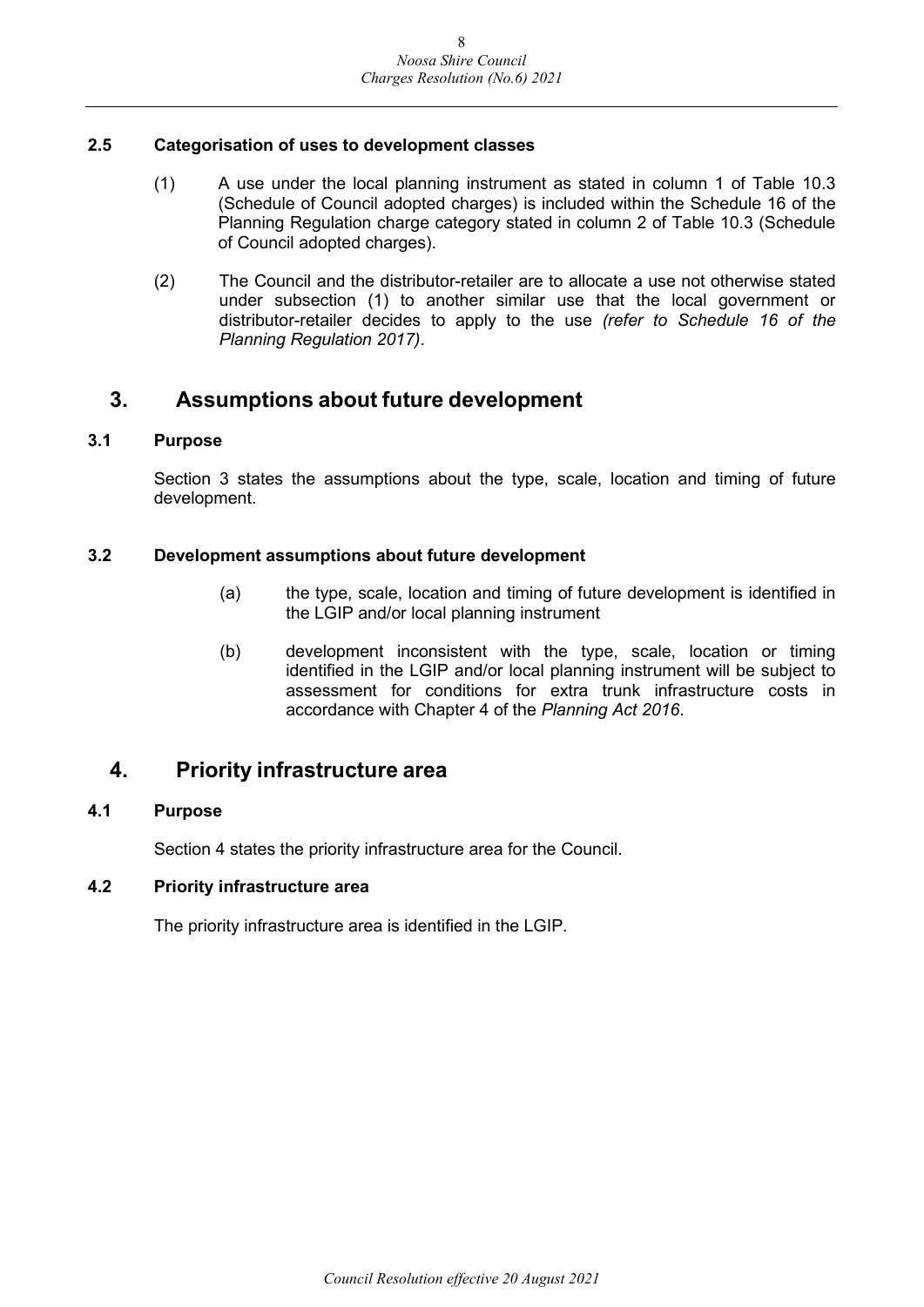### 2.5 Categorisation of uses to development classes

(1) A use under the local planning instrument as stated in column 1 of Table 10.3 (Schedule of Council adopted charges) is included within the Schedule 16 of the Planning Regulation charge category stated in column 2 of Table 10.3 (Schedule of Council adopted charges).

(2) The Council and the distributor-retailer are to allocate a use not otherwise stated under subsection (1) to another similar use that the local government or distributor-retailer decides to apply to the use *(refer to Schedule 16 of the Planning Regulation 2017)*.

## 3. Assumptions about future development

### 3.1 Purpose

Section 3 states the assumptions about the type, scale, location and timing of future development.

### 3.2 Development assumptions about future development

(a) the type, scale, location and timing of future development is identified in the LGIP and/or local planning instrument

(b) development inconsistent with the type, scale, location or timing identified in the LGIP and/or local planning instrument will be subject to assessment for conditions for extra trunk infrastructure costs in accordance with Chapter 4 of the *Planning Act 2016*.

## 4. Priority infrastructure area

### 4.1 Purpose

Section 4 states the priority infrastructure area for the Council.

### 4.2 Priority infrastructure area

The priority infrastructure area is identified in the LGIP.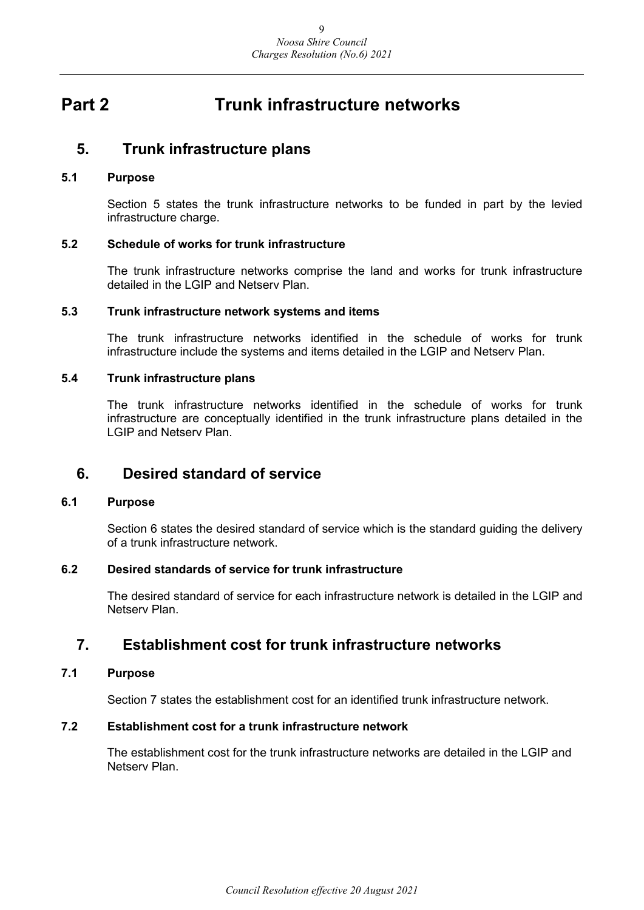# Part 2 Trunk infrastructure networks

## 5. Trunk infrastructure plans

### 5.1 Purpose

Section 5 states the trunk infrastructure networks to be funded in part by the levied infrastructure charge.

### 5.2 Schedule of works for trunk infrastructure

The trunk infrastructure networks comprise the land and works for trunk infrastructure detailed in the LGIP and Netserv Plan.

### 5.3 Trunk infrastructure network systems and items

The trunk infrastructure networks identified in the schedule of works for trunk infrastructure include the systems and items detailed in the LGIP and Netserv Plan.

### 5.4 Trunk infrastructure plans

The trunk infrastructure networks identified in the schedule of works for trunk infrastructure are conceptually identified in the trunk infrastructure plans detailed in the LGIP and Netserv Plan.

## 6. Desired standard of service

### 6.1 Purpose

Section 6 states the desired standard of service which is the standard guiding the delivery of a trunk infrastructure network.

### 6.2 Desired standards of service for trunk infrastructure

The desired standard of service for each infrastructure network is detailed in the LGIP and Netserv Plan.

## 7. Establishment cost for trunk infrastructure networks

### 7.1 Purpose

Section 7 states the establishment cost for an identified trunk infrastructure network.

### 7.2 Establishment cost for a trunk infrastructure network

The establishment cost for the trunk infrastructure networks are detailed in the LGIP and Netserv Plan.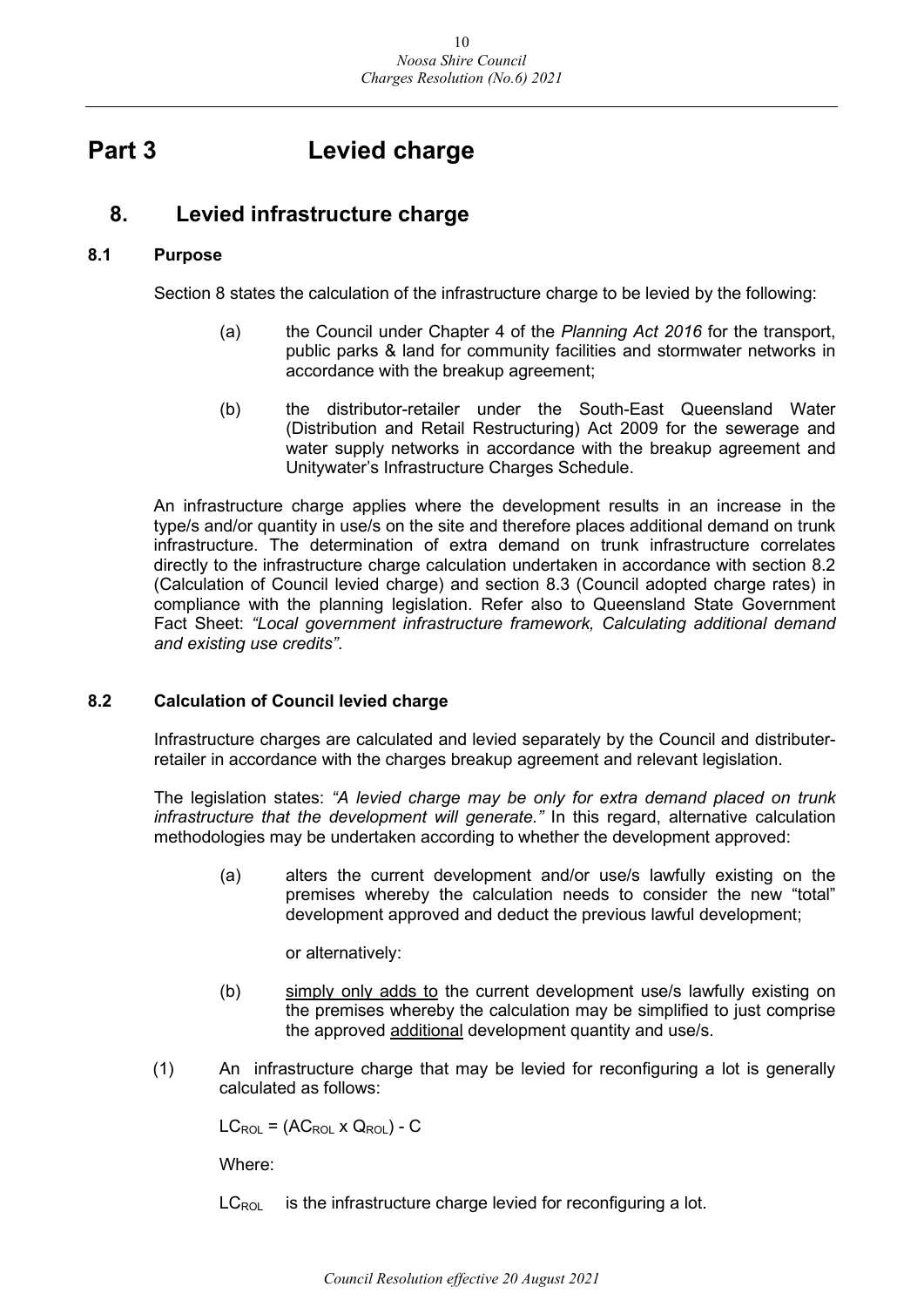# Part 3 Levied charge

## 8. Levied infrastructure charge

### 8.1 Purpose

Section 8 states the calculation of the infrastructure charge to be levied by the following:

(a) the Council under Chapter 4 of the *Planning Act 2016* for the transport, public parks & land for community facilities and stormwater networks in accordance with the breakup agreement;

(b) the distributor-retailer under the South-East Queensland Water (Distribution and Retail Restructuring) Act 2009 for the sewerage and water supply networks in accordance with the breakup agreement and Unitywater's Infrastructure Charges Schedule.

An infrastructure charge applies where the development results in an increase in the type/s and/or quantity in use/s on the site and therefore places additional demand on trunk infrastructure. The determination of extra demand on trunk infrastructure correlates directly to the infrastructure charge calculation undertaken in accordance with section 8.2 (Calculation of Council levied charge) and section 8.3 (Council adopted charge rates) in compliance with the planning legislation. Refer also to Queensland State Government Fact Sheet: *"Local government infrastructure framework, Calculating additional demand and existing use credits"*.

### 8.2 Calculation of Council levied charge

Infrastructure charges are calculated and levied separately by the Council and distributer-retailer in accordance with the charges breakup agreement and relevant legislation.

The legislation states: *"A levied charge may be only for extra demand placed on trunk infrastructure that the development will generate."* In this regard, alternative calculation methodologies may be undertaken according to whether the development approved:

(a) alters the current development and/or use/s lawfully existing on the premises whereby the calculation needs to consider the new "total" development approved and deduct the previous lawful development;

or alternatively:

(b) simply only adds to the current development use/s lawfully existing on the premises whereby the calculation may be simplified to just comprise the approved additional development quantity and use/s.

(1) An infrastructure charge that may be levied for reconfiguring a lot is generally calculated as follows:

$LC_{ROL} = (AC_{ROL} \times Q_{ROL}) - C$

Where:

$LC_{ROL}$ is the infrastructure charge levied for reconfiguring a lot.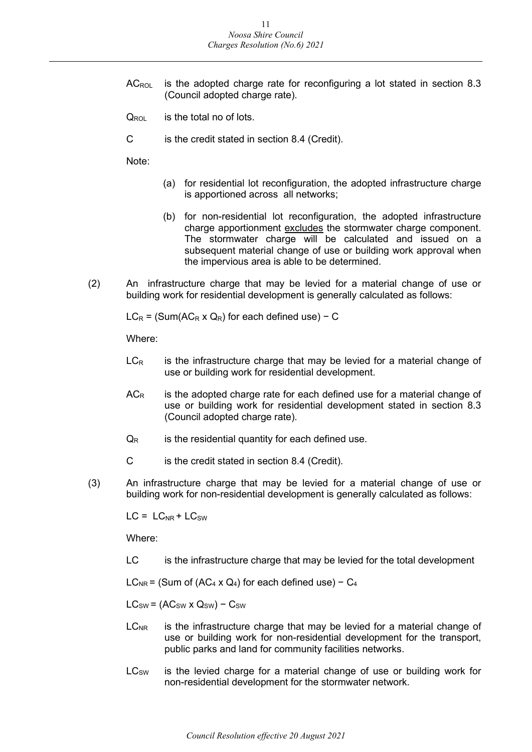$AC_{ROL}$ is the adopted charge rate for reconfiguring a lot stated in section 8.3 (Council adopted charge rate).

$Q_{ROL}$ is the total no of lots.

C is the credit stated in section 8.4 (Credit).

Note:

(a) for residential lot reconfiguration, the adopted infrastructure charge is apportioned across all networks;

(b) for non-residential lot reconfiguration, the adopted infrastructure charge apportionment <u>excludes</u> the stormwater charge component. The stormwater charge will be calculated and issued on a subsequent material change of use or building work approval when the impervious area is able to be determined.

(2) An infrastructure charge that may be levied for a material change of use or building work for residential development is generally calculated as follows:

$LC_R = (\text{Sum}(AC_R \times Q_R) \text{ for each defined use}) - C$

Where:

$LC_R$ is the infrastructure charge that may be levied for a material change of use or building work for residential development.

$AC_R$ is the adopted charge rate for each defined use for a material change of use or building work for residential development stated in section 8.3 (Council adopted charge rate).

$Q_R$ is the residential quantity for each defined use.

C is the credit stated in section 8.4 (Credit).

(3) An infrastructure charge that may be levied for a material change of use or building work for non-residential development is generally calculated as follows:

$LC = LC_{NR} + LC_{SW}$

Where:

LC is the infrastructure charge that may be levied for the total development

$LC_{NR} = (\text{Sum of } (AC_4 \times Q_4) \text{ for each defined use}) - C_4$

$LC_{SW} = (AC_{SW} \times Q_{SW}) - C_{SW}$

$LC_{NR}$ is the infrastructure charge that may be levied for a material change of use or building work for non-residential development for the transport, public parks and land for community facilities networks.

$LC_{SW}$ is the levied charge for a material change of use or building work for non-residential development for the stormwater network.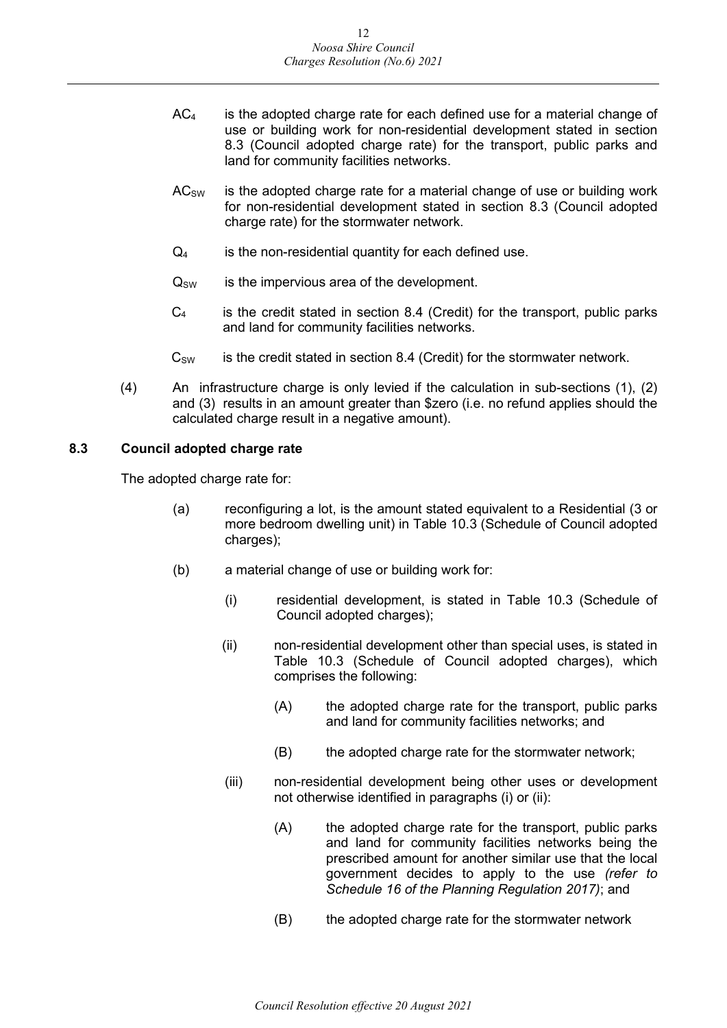$AC_4$ is the adopted charge rate for each defined use for a material change of use or building work for non-residential development stated in section 8.3 (Council adopted charge rate) for the transport, public parks and land for community facilities networks.

$AC_{SW}$ is the adopted charge rate for a material change of use or building work for non-residential development stated in section 8.3 (Council adopted charge rate) for the stormwater network.

$Q_4$ is the non-residential quantity for each defined use.

$Q_{SW}$ is the impervious area of the development.

$C_4$ is the credit stated in section 8.4 (Credit) for the transport, public parks and land for community facilities networks.

$C_{SW}$ is the credit stated in section 8.4 (Credit) for the stormwater network.

(4) An infrastructure charge is only levied if the calculation in sub-sections (1), (2) and (3) results in an amount greater than $zero (i.e. no refund applies should the calculated charge result in a negative amount).

### 8.3 Council adopted charge rate

The adopted charge rate for:

(a) reconfiguring a lot, is the amount stated equivalent to a Residential (3 or more bedroom dwelling unit) in Table 10.3 (Schedule of Council adopted charges);

(b) a material change of use or building work for:

(i) residential development, is stated in Table 10.3 (Schedule of Council adopted charges);

(ii) non-residential development other than special uses, is stated in Table 10.3 (Schedule of Council adopted charges), which comprises the following:

(A) the adopted charge rate for the transport, public parks and land for community facilities networks; and

(B) the adopted charge rate for the stormwater network;

(iii) non-residential development being other uses or development not otherwise identified in paragraphs (i) or (ii):

(A) the adopted charge rate for the transport, public parks and land for community facilities networks being the prescribed amount for another similar use that the local government decides to apply to the use *(refer to Schedule 16 of the Planning Regulation 2017)*; and

(B) the adopted charge rate for the stormwater network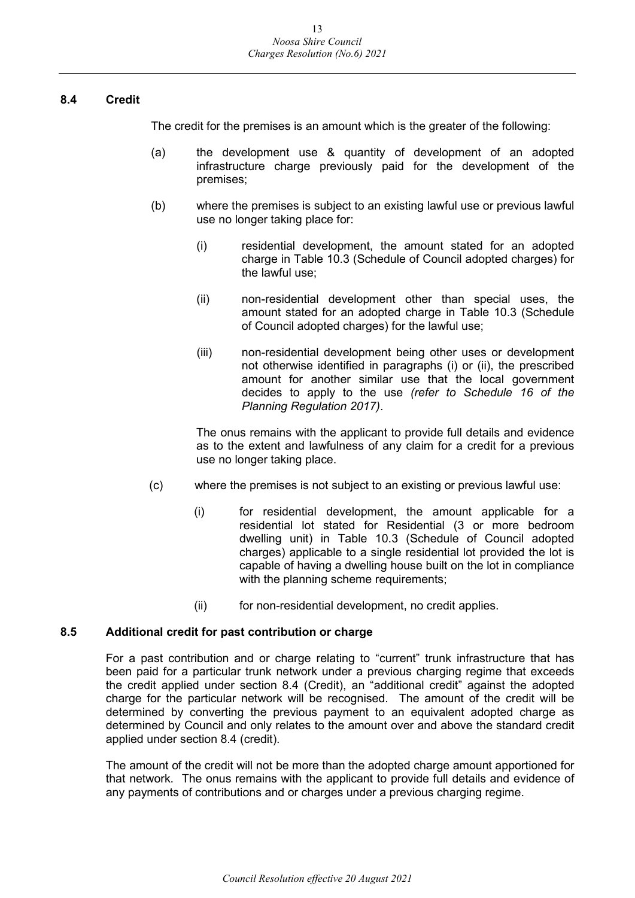### 8.4 Credit

The credit for the premises is an amount which is the greater of the following:

(a) the development use & quantity of development of an adopted infrastructure charge previously paid for the development of the premises;

(b) where the premises is subject to an existing lawful use or previous lawful use no longer taking place for:

(i) residential development, the amount stated for an adopted charge in Table 10.3 (Schedule of Council adopted charges) for the lawful use;

(ii) non-residential development other than special uses, the amount stated for an adopted charge in Table 10.3 (Schedule of Council adopted charges) for the lawful use;

(iii) non-residential development being other uses or development not otherwise identified in paragraphs (i) or (ii), the prescribed amount for another similar use that the local government decides to apply to the use *(refer to Schedule 16 of the Planning Regulation 2017)*.

The onus remains with the applicant to provide full details and evidence as to the extent and lawfulness of any claim for a credit for a previous use no longer taking place.

(c) where the premises is not subject to an existing or previous lawful use:

(i) for residential development, the amount applicable for a residential lot stated for Residential (3 or more bedroom dwelling unit) in Table 10.3 (Schedule of Council adopted charges) applicable to a single residential lot provided the lot is capable of having a dwelling house built on the lot in compliance with the planning scheme requirements;

(ii) for non-residential development, no credit applies.

### 8.5 Additional credit for past contribution or charge

For a past contribution and or charge relating to "current" trunk infrastructure that has been paid for a particular trunk network under a previous charging regime that exceeds the credit applied under section 8.4 (Credit), an "additional credit" against the adopted charge for the particular network will be recognised. The amount of the credit will be determined by converting the previous payment to an equivalent adopted charge as determined by Council and only relates to the amount over and above the standard credit applied under section 8.4 (credit).

The amount of the credit will not be more than the adopted charge amount apportioned for that network. The onus remains with the applicant to provide full details and evidence of any payments of contributions and or charges under a previous charging regime.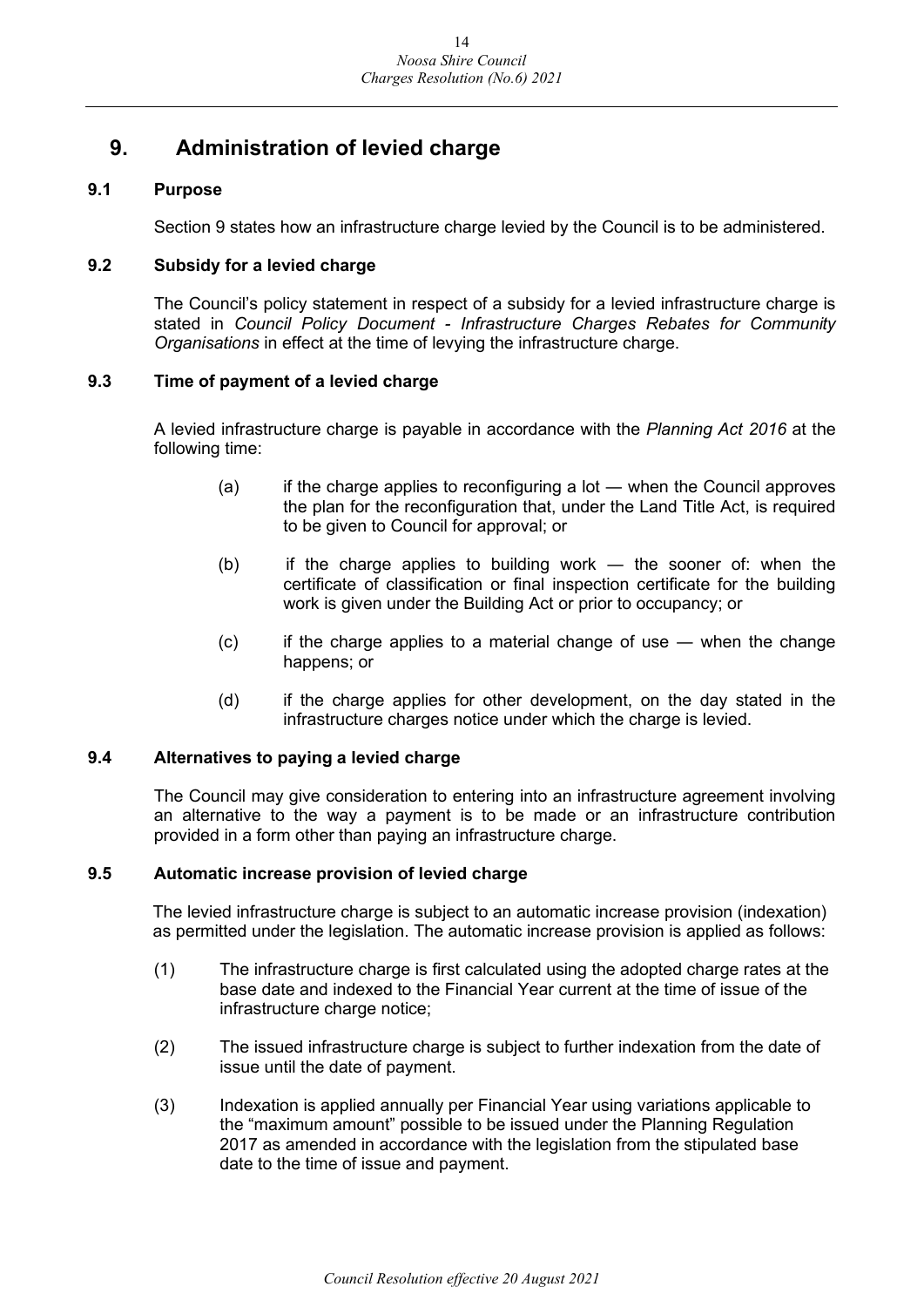# 9. Administration of levied charge

### 9.1 Purpose

Section 9 states how an infrastructure charge levied by the Council is to be administered.

### 9.2 Subsidy for a levied charge

The Council's policy statement in respect of a subsidy for a levied infrastructure charge is stated in *Council Policy Document - Infrastructure Charges Rebates for Community Organisations* in effect at the time of levying the infrastructure charge.

### 9.3 Time of payment of a levied charge

A levied infrastructure charge is payable in accordance with the *Planning Act 2016* at the following time:

(a) if the charge applies to reconfiguring a lot — when the Council approves the plan for the reconfiguration that, under the Land Title Act, is required to be given to Council for approval; or

(b) if the charge applies to building work — the sooner of: when the certificate of classification or final inspection certificate for the building work is given under the Building Act or prior to occupancy; or

(c) if the charge applies to a material change of use — when the change happens; or

(d) if the charge applies for other development, on the day stated in the infrastructure charges notice under which the charge is levied.

### 9.4 Alternatives to paying a levied charge

The Council may give consideration to entering into an infrastructure agreement involving an alternative to the way a payment is to be made or an infrastructure contribution provided in a form other than paying an infrastructure charge.

### 9.5 Automatic increase provision of levied charge

The levied infrastructure charge is subject to an automatic increase provision (indexation) as permitted under the legislation. The automatic increase provision is applied as follows:

(1) The infrastructure charge is first calculated using the adopted charge rates at the base date and indexed to the Financial Year current at the time of issue of the infrastructure charge notice;

(2) The issued infrastructure charge is subject to further indexation from the date of issue until the date of payment.

(3) Indexation is applied annually per Financial Year using variations applicable to the "maximum amount" possible to be issued under the Planning Regulation 2017 as amended in accordance with the legislation from the stipulated base date to the time of issue and payment.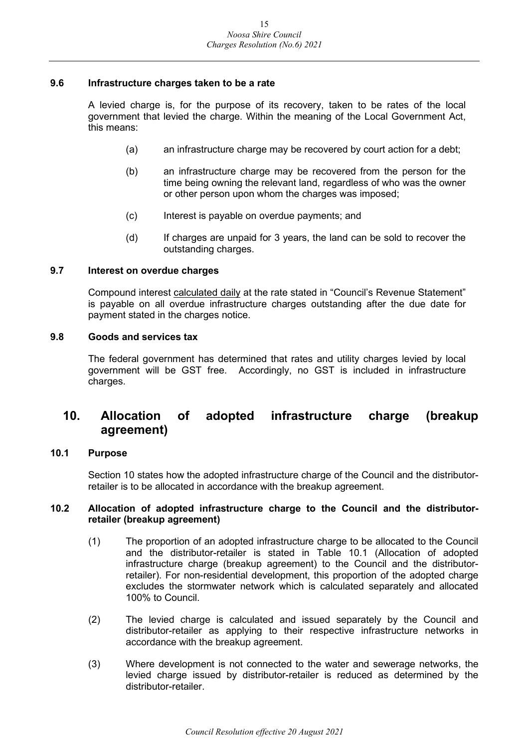### 9.6 Infrastructure charges taken to be a rate

A levied charge is, for the purpose of its recovery, taken to be rates of the local government that levied the charge. Within the meaning of the Local Government Act, this means:

(a) an infrastructure charge may be recovered by court action for a debt;

(b) an infrastructure charge may be recovered from the person for the time being owning the relevant land, regardless of who was the owner or other person upon whom the charges was imposed;

(c) Interest is payable on overdue payments; and

(d) If charges are unpaid for 3 years, the land can be sold to recover the outstanding charges.

### 9.7 Interest on overdue charges

Compound interest calculated daily at the rate stated in "Council's Revenue Statement" is payable on all overdue infrastructure charges outstanding after the due date for payment stated in the charges notice.

### 9.8 Goods and services tax

The federal government has determined that rates and utility charges levied by local government will be GST free. Accordingly, no GST is included in infrastructure charges.

## 10. Allocation of adopted infrastructure charge (breakup agreement)

### 10.1 Purpose

Section 10 states how the adopted infrastructure charge of the Council and the distributor-retailer is to be allocated in accordance with the breakup agreement.

### 10.2 Allocation of adopted infrastructure charge to the Council and the distributor-retailer (breakup agreement)

(1) The proportion of an adopted infrastructure charge to be allocated to the Council and the distributor-retailer is stated in Table 10.1 (Allocation of adopted infrastructure charge (breakup agreement) to the Council and the distributor-retailer). For non-residential development, this proportion of the adopted charge excludes the stormwater network which is calculated separately and allocated 100% to Council.

(2) The levied charge is calculated and issued separately by the Council and distributor-retailer as applying to their respective infrastructure networks in accordance with the breakup agreement.

(3) Where development is not connected to the water and sewerage networks, the levied charge issued by distributor-retailer is reduced as determined by the distributor-retailer.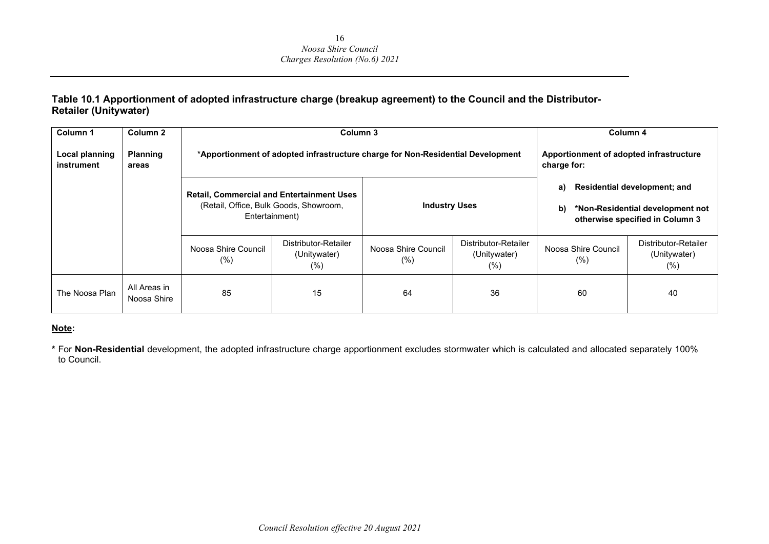### Table 10.1 Apportionment of adopted infrastructure charge (breakup agreement) to the Council and the Distributor-Retailer (Unitywater)

| **Column 1**<br><br>**Local planning instrument** | **Column 2**<br><br>**Planning areas** | **Column 3**<br><br>***Apportionment of adopted infrastructure charge for Non-Residential Development** | | | | **Column 4**<br><br>**Apportionment of adopted infrastructure charge for:**<br>**a) Residential development; and**<br>**b) *Non-Residential development not otherwise specified in Column 3** | |
|---|---|---|---|---|---|---|---|
| | | **Retail, Commercial and Entertainment Uses** (Retail, Office, Bulk Goods, Showroom, Entertainment) | | **Industry Uses** | | | |
| | | Noosa Shire Council (%) | Distributor-Retailer (Unitywater) (%) | Noosa Shire Council (%) | Distributor-Retailer (Unitywater) (%) | Noosa Shire Council (%) | Distributor-Retailer (Unitywater) (%) |
| The Noosa Plan | All Areas in Noosa Shire | 85 | 15 | 64 | 36 | 60 | 40 |

**Note:**

**\*** For **Non-Residential** development, the adopted infrastructure charge apportionment excludes stormwater which is calculated and allocated separately 100% to Council.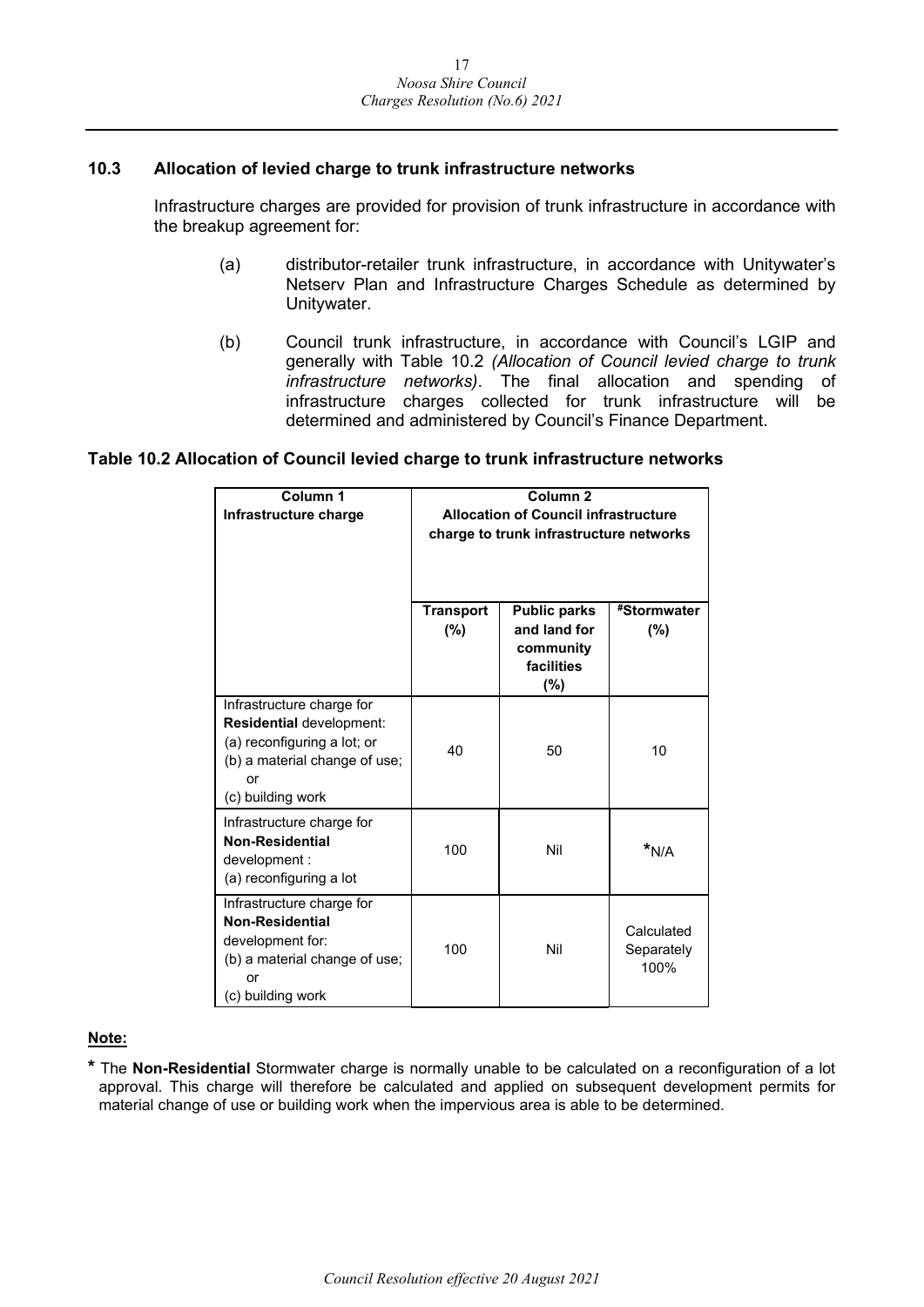### 10.3 Allocation of levied charge to trunk infrastructure networks

Infrastructure charges are provided for provision of trunk infrastructure in accordance with the breakup agreement for:

(a) distributor-retailer trunk infrastructure, in accordance with Unitywater's Netserv Plan and Infrastructure Charges Schedule as determined by Unitywater.

(b) Council trunk infrastructure, in accordance with Council's LGIP and generally with Table 10.2 *(Allocation of Council levied charge to trunk infrastructure networks)*. The final allocation and spending of infrastructure charges collected for trunk infrastructure will be determined and administered by Council's Finance Department.

**Table 10.2 Allocation of Council levied charge to trunk infrastructure networks**

| **Column 1**<br>**Infrastructure charge** | **Column 2**<br>**Allocation of Council infrastructure charge to trunk infrastructure networks** | | |
|---|---|---|---|
| | **Transport (%)** | **Public parks and land for community facilities (%)** | **#Stormwater (%)** |
| Infrastructure charge for **Residential** development:<br>(a) reconfiguring a lot; or<br>(b) a material change of use; or<br>(c) building work | 40 | 50 | 10 |
| Infrastructure charge for **Non-Residential** development :<br>(a) reconfiguring a lot | 100 | Nil | *N/A |
| Infrastructure charge for **Non-Residential** development for:<br>(b) a material change of use; or<br>(c) building work | 100 | Nil | Calculated Separately 100% |

**Note:**

**\*** The **Non-Residential** Stormwater charge is normally unable to be calculated on a reconfiguration of a lot approval. This charge will therefore be calculated and applied on subsequent development permits for material change of use or building work when the impervious area is able to be determined.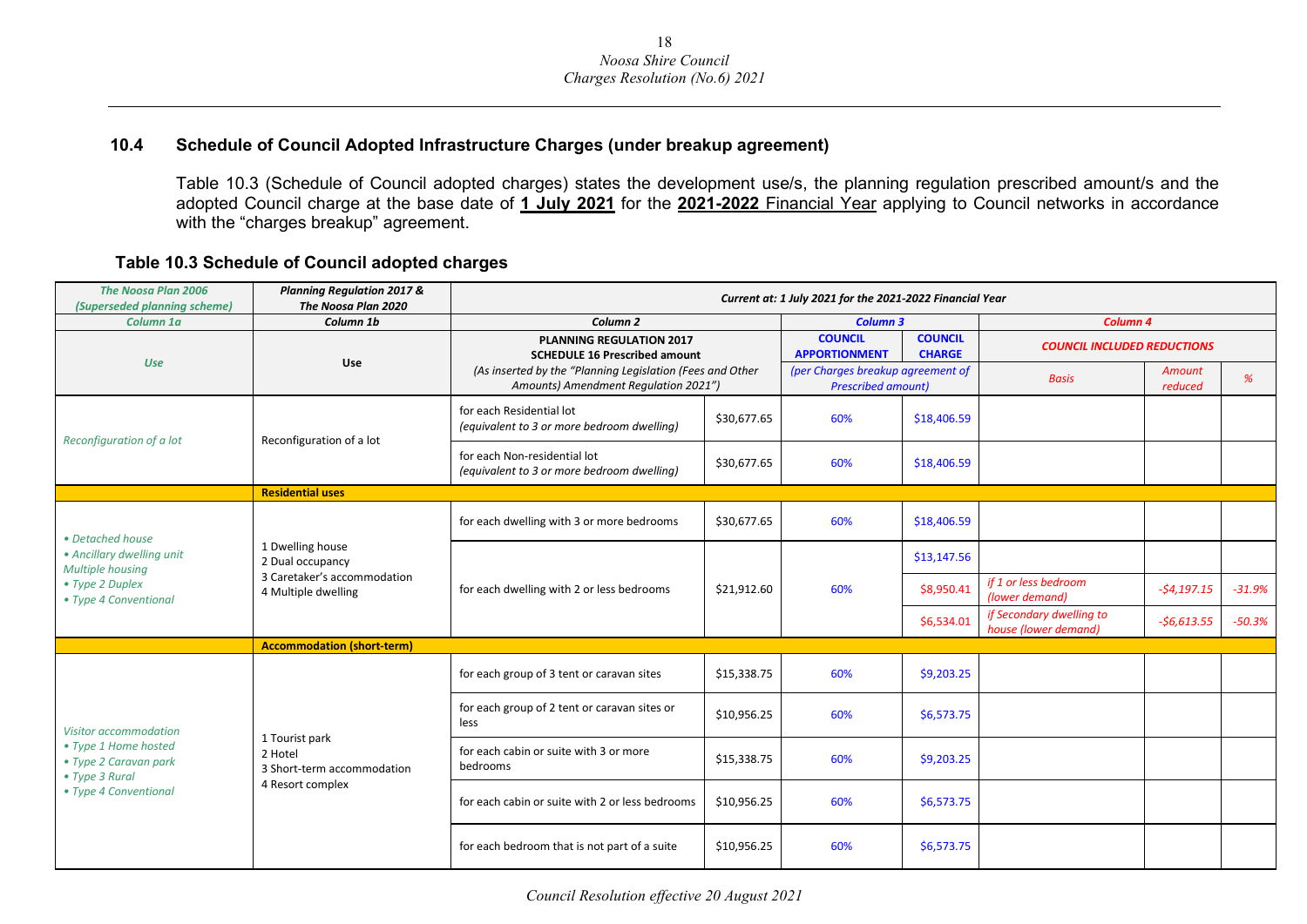## 10.4 Schedule of Council Adopted Infrastructure Charges (under breakup agreement)

Table 10.3 (Schedule of Council adopted charges) states the development use/s, the planning regulation prescribed amount/s and the adopted Council charge at the base date of **1 July 2021** for the **2021-2022** Financial Year applying to Council networks in accordance with the "charges breakup" agreement.

### Table 10.3 Schedule of Council adopted charges

| *The Noosa Plan 2006 (Superseded planning scheme)* | *Planning Regulation 2017 & The Noosa Plan 2020* | *Current at: 1 July 2021 for the 2021-2022 Financial Year* | | | | | | |
|---|---|---|---|---|---|---|---|---|
| *Column 1a* | *Column 1b* | *Column 2* | | *Column 3* | | *Column 4* | | |
| *Use* | **Use** | **PLANNING REGULATION 2017 SCHEDULE 16 Prescribed amount** *(As inserted by the "Planning Legislation (Fees and Other Amounts) Amendment Regulation 2021")* | | **COUNCIL APPORTIONMENT** *(per Charges breakup agreement of Prescribed amount)* | **COUNCIL CHARGE** | ***COUNCIL INCLUDED REDUCTIONS*** | | |
| | | | | | | *Basis* | *Amount reduced* | *%* |
| *Reconfiguration of a lot* | Reconfiguration of a lot | for each Residential lot *(equivalent to 3 or more bedroom dwelling)* | $30,677.65 | 60% | $18,406.59 | | | |
| | | for each Non-residential lot *(equivalent to 3 or more bedroom dwelling)* | $30,677.65 | 60% | $18,406.59 | | | |
| | **Residential uses** | | | | | | | |
| *• Detached house • Ancillary dwelling unit Multiple housing • Type 2 Duplex • Type 4 Conventional* | 1 Dwelling house 2 Dual occupancy 3 Caretaker's accommodation 4 Multiple dwelling | for each dwelling with 3 or more bedrooms | $30,677.65 | 60% | $18,406.59 | | | |
| | | for each dwelling with 2 or less bedrooms | $21,912.60 | 60% | $13,147.56 | | | |
| | | | | | $8,950.41 | *if 1 or less bedroom (lower demand)* | *-$4,197.15* | *-31.9%* |
| | | | | | $6,534.01 | *if Secondary dwelling to house (lower demand)* | *-$6,613.55* | *-50.3%* |
| | **Accommodation (short-term)** | | | | | | | |
| *Visitor accommodation • Type 1 Home hosted • Type 2 Caravan park • Type 3 Rural • Type 4 Conventional* | 1 Tourist park 2 Hotel 3 Short-term accommodation 4 Resort complex | for each group of 3 tent or caravan sites | $15,338.75 | 60% | $9,203.25 | | | |
| | | for each group of 2 tent or caravan sites or less | $10,956.25 | 60% | $6,573.75 | | | |
| | | for each cabin or suite with 3 or more bedrooms | $15,338.75 | 60% | $9,203.25 | | | |
| | | for each cabin or suite with 2 or less bedrooms | $10,956.25 | 60% | $6,573.75 | | | |
| | | for each bedroom that is not part of a suite | $10,956.25 | 60% | $6,573.75 | | | |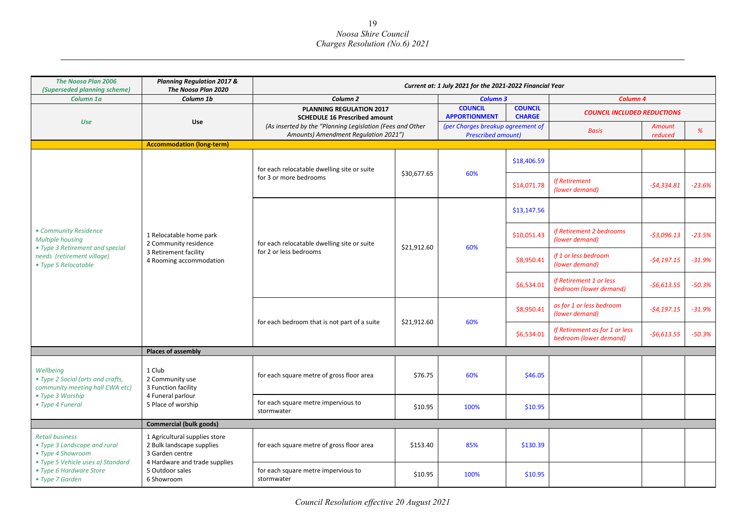| The Noosa Plan 2006 (Superseded planning scheme) | Planning Regulation 2017 & The Noosa Plan 2020 | Current at: 1 July 2021 for the 2021-2022 Financial Year | | | | | | |
|---|---|---|---|---|---|---|---|---|
| Column 1a | Column 1b | Column 2 | | Column 3 | | Column 4 | | |
| Use | Use | PLANNING REGULATION 2017 SCHEDULE 16 Prescribed amount (As inserted by the "Planning Legislation (Fees and Other Amounts) Amendment Regulation 2021") | | COUNCIL APPORTIONMENT (per Charges breakup agreement of Prescribed amount) | COUNCIL CHARGE | COUNCIL INCLUDED REDUCTIONS | | |
| | | | | | | Basis | Amount reduced | % |
| | **Accommodation (long-term)** | | | | | | | |
| • Community Residence Multiple housing<br>• Type 3 Retirement and special needs (retirement village)<br>• Type 5 Relocatable | 1 Relocatable home park<br>2 Community residence<br>3 Retirement facility<br>4 Rooming accommodation | for each relocatable dwelling site or suite for 3 or more bedrooms | $30,677.65 | 60% | $18,406.59 | | | |
| | | | | | $14,071.78 | If Retirement (lower demand) | -$4,334.81 | -23.6% |
| | | for each relocatable dwelling site or suite for 2 or less bedrooms | $21,912.60 | 60% | $13,147.56 | | | |
| | | | | | $10,051.43 | if Retirement 2 bedrooms (lower demand) | -$3,096.13 | -23.5% |
| | | | | | $8,950.41 | if 1 or less bedroom (lower demand) | -$4,197.15 | -31.9% |
| | | | | | $6,534.01 | if Retirement 1 or less bedroom (lower demand) | -$6,613.55 | -50.3% |
| | | for each bedroom that is not part of a suite | $21,912.60 | 60% | $8,950.41 | as for 1 or less bedroom (lower demand) | -$4,197.15 | -31.9% |
| | | | | | $6,534.01 | If Retirement as for 1 or less bedroom (lower demand) | -$6,613.55 | -50.3% |
| | **Places of assembly** | | | | | | | |
| Wellbeing<br>• Type 2 Social (arts and crafts, community meeting hall CWA etc)<br>• Type 3 Worship<br>• Type 4 Funeral | 1 Club<br>2 Community use<br>3 Function facility<br>4 Funeral parlour<br>5 Place of worship | for each square metre of gross floor area | $76.75 | 60% | $46.05 | | | |
| | | for each square metre impervious to stormwater | $10.95 | 100% | $10.95 | | | |
| | **Commercial (bulk goods)** | | | | | | | |
| Retail business<br>• Type 3 Landscape and rural<br>• Type 4 Showroom<br>• Type 5 Vehicle uses a) Standard<br>• Type 6 Hardware Store<br>• Type 7 Garden | 1 Agricultural supplies store<br>2 Bulk landscape supplies<br>3 Garden centre<br>4 Hardware and trade supplies<br>5 Outdoor sales<br>6 Showroom | for each square metre of gross floor area | $153.40 | 85% | $130.39 | | | |
| | | for each square metre impervious to stormwater | $10.95 | 100% | $10.95 | | | |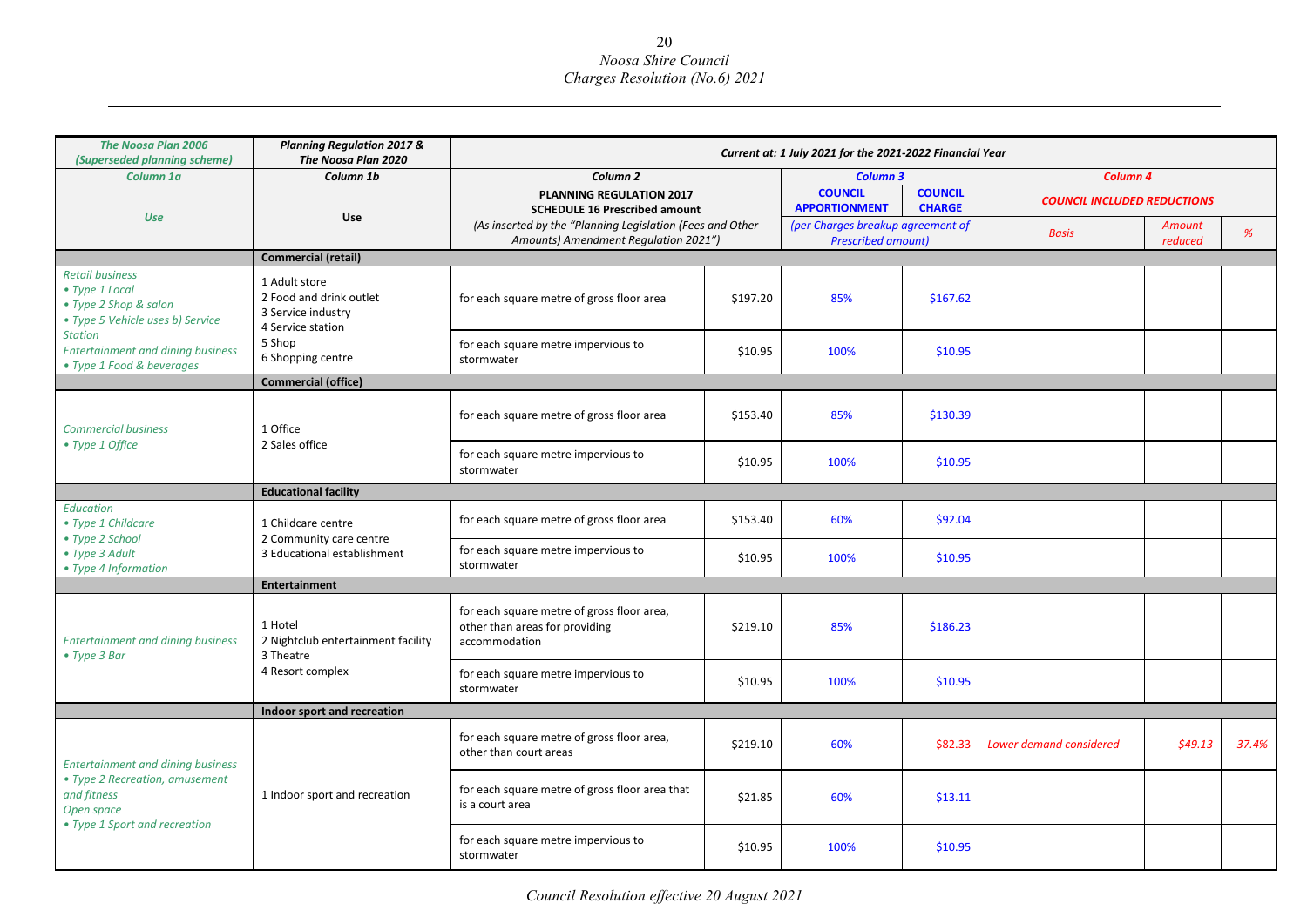| The Noosa Plan 2006 (Superseded planning scheme) | Planning Regulation 2017 & The Noosa Plan 2020 | Current at: 1 July 2021 for the 2021-2022 Financial Year | | | | | | |
|---|---|---|---|---|---|---|---|---|
| Column 1a | Column 1b | Column 2 | | Column 3 | | Column 4 | | |
| Use | Use | PLANNING REGULATION 2017 SCHEDULE 16 Prescribed amount (As inserted by the "Planning Legislation (Fees and Other Amounts) Amendment Regulation 2021") | | COUNCIL APPORTIONMENT (per Charges breakup agreement of Prescribed amount) | COUNCIL CHARGE | COUNCIL INCLUDED REDUCTIONS | | |
| | | | | | | Basis | Amount reduced | % |
| | **Commercial (retail)** | | | | | | | |
| Retail business • Type 1 Local • Type 2 Shop & salon • Type 5 Vehicle uses b) Service Station Entertainment and dining business • Type 1 Food & beverages | 1 Adult store 2 Food and drink outlet 3 Service industry 4 Service station 5 Shop 6 Shopping centre | for each square metre of gross floor area | $197.20 | 85% | $167.62 | | | |
| | | for each square metre impervious to stormwater | $10.95 | 100% | $10.95 | | | |
| | **Commercial (office)** | | | | | | | |
| Commercial business • Type 1 Office | 1 Office 2 Sales office | for each square metre of gross floor area | $153.40 | 85% | $130.39 | | | |
| | | for each square metre impervious to stormwater | $10.95 | 100% | $10.95 | | | |
| | **Educational facility** | | | | | | | |
| Education • Type 1 Childcare • Type 2 School • Type 3 Adult • Type 4 Information | 1 Childcare centre 2 Community care centre 3 Educational establishment | for each square metre of gross floor area | $153.40 | 60% | $92.04 | | | |
| | | for each square metre impervious to stormwater | $10.95 | 100% | $10.95 | | | |
| | **Entertainment** | | | | | | | |
| Entertainment and dining business • Type 3 Bar | 1 Hotel 2 Nightclub entertainment facility 3 Theatre 4 Resort complex | for each square metre of gross floor area, other than areas for providing accommodation | $219.10 | 85% | $186.23 | | | |
| | | for each square metre impervious to stormwater | $10.95 | 100% | $10.95 | | | |
| | **Indoor sport and recreation** | | | | | | | |
| Entertainment and dining business • Type 2 Recreation, amusement and fitness Open space • Type 1 Sport and recreation | 1 Indoor sport and recreation | for each square metre of gross floor area, other than court areas | $219.10 | 60% | $82.33 | Lower demand considered | -$49.13 | -37.4% |
| | | for each square metre of gross floor area that is a court area | $21.85 | 60% | $13.11 | | | |
| | | for each square metre impervious to stormwater | $10.95 | 100% | $10.95 | | | |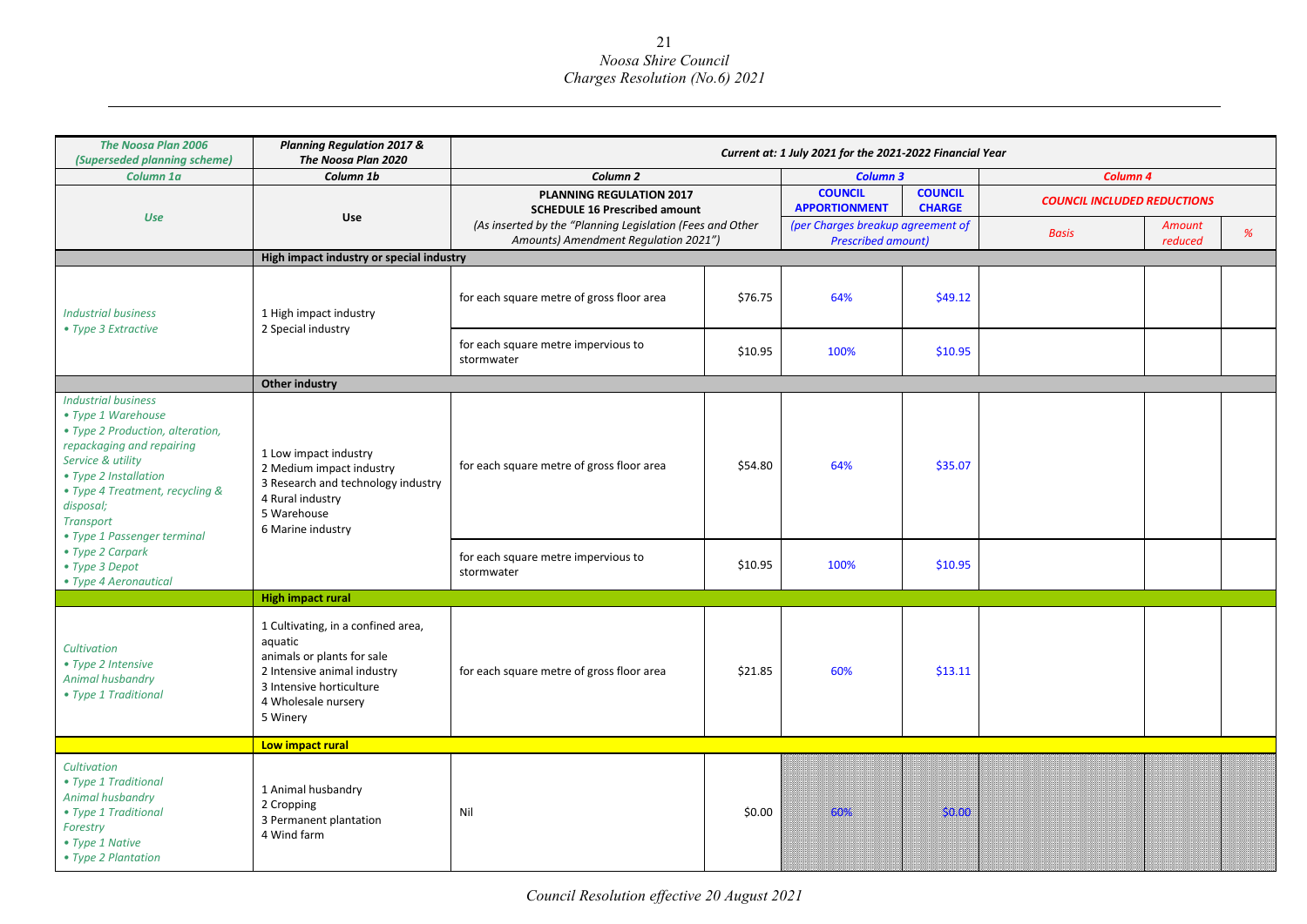| The Noosa Plan 2006 (Superseded planning scheme) | Planning Regulation 2017 & The Noosa Plan 2020 | Current at: 1 July 2021 for the 2021-2022 Financial Year | | | | | | |
|---|---|---|---|---|---|---|---|---|
| Column 1a | Column 1b | Column 2 | | Column 3 | | Column 4 | | |
| Use | Use | PLANNING REGULATION 2017 SCHEDULE 16 Prescribed amount (As inserted by the "Planning Legislation (Fees and Other Amounts) Amendment Regulation 2021") | | COUNCIL APPORTIONMENT (per Charges breakup agreement of Prescribed amount) | COUNCIL CHARGE | COUNCIL INCLUDED REDUCTIONS | | |
| | | | | | | Basis | Amount reduced | % |
| | **High impact industry or special industry** | | | | | | | |
| *Industrial business* • *Type 3 Extractive* | 1 High impact industry<br>2 Special industry | for each square metre of gross floor area | $76.75 | 64% | $49.12 | | | |
| | | for each square metre impervious to stormwater | $10.95 | 100% | $10.95 | | | |
| | **Other industry** | | | | | | | |
| *Industrial business* • *Type 1 Warehouse* • *Type 2 Production, alteration, repackaging and repairing* *Service & utility* • *Type 2 Installation* • *Type 4 Treatment, recycling & disposal;* *Transport* • *Type 1 Passenger terminal* • *Type 2 Carpark* • *Type 3 Depot* • *Type 4 Aeronautical* | 1 Low impact industry<br>2 Medium impact industry<br>3 Research and technology industry<br>4 Rural industry<br>5 Warehouse<br>6 Marine industry | for each square metre of gross floor area | $54.80 | 64% | $35.07 | | | |
| | | for each square metre impervious to stormwater | $10.95 | 100% | $10.95 | | | |
| | **High impact rural** | | | | | | | |
| *Cultivation* • *Type 2 Intensive* *Animal husbandry* • *Type 1 Traditional* | 1 Cultivating, in a confined area, aquatic animals or plants for sale<br>2 Intensive animal industry<br>3 Intensive horticulture<br>4 Wholesale nursery<br>5 Winery | for each square metre of gross floor area | $21.85 | 60% | $13.11 | | | |
| | **Low impact rural** | | | | | | | |
| *Cultivation* • *Type 1 Traditional* *Animal husbandry* • *Type 1 Traditional* *Forestry* • *Type 1 Native* • *Type 2 Plantation* | 1 Animal husbandry<br>2 Cropping<br>3 Permanent plantation<br>4 Wind farm | Nil | $0.00 | 60% | $0.00 | | | |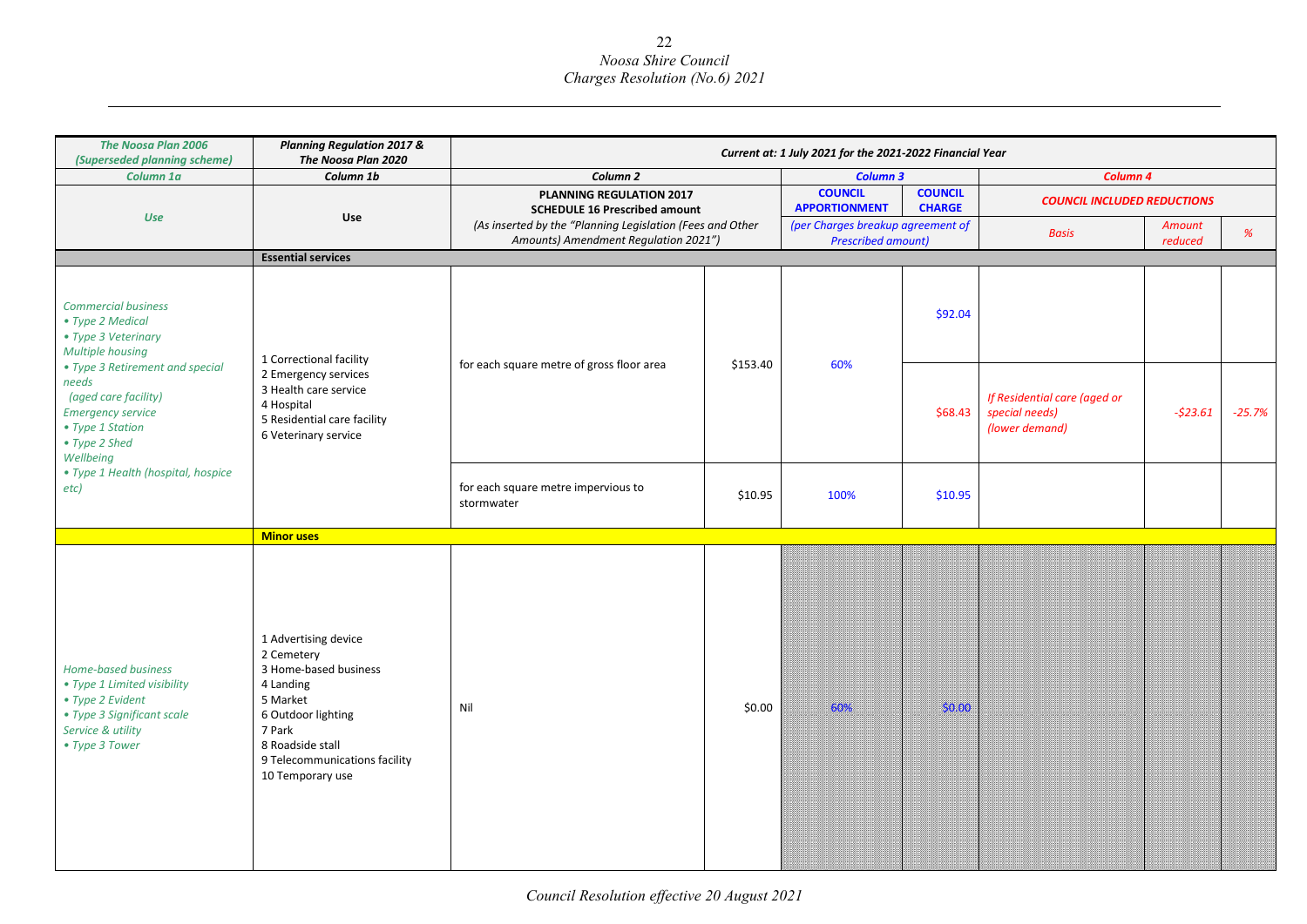| The Noosa Plan 2006 (Superseded planning scheme) | Planning Regulation 2017 & The Noosa Plan 2020 | Current at: 1 July 2021 for the 2021-2022 Financial Year | | | | | | |
|---|---|---|---|---|---|---|---|---|
| Column 1a | Column 1b | Column 2 | | Column 3 | | Column 4 | | |
| Use | Use | PLANNING REGULATION 2017 SCHEDULE 16 Prescribed amount (As inserted by the "Planning Legislation (Fees and Other Amounts) Amendment Regulation 2021") | | COUNCIL APPORTIONMENT (per Charges breakup agreement of Prescribed amount) | COUNCIL CHARGE | COUNCIL INCLUDED REDUCTIONS | | |
| | | | | | | Basis | Amount reduced | % |
| | **Essential services** | | | | | | | |
| Commercial business • Type 2 Medical • Type 3 Veterinary Multiple housing • Type 3 Retirement and special needs (aged care facility) Emergency service • Type 1 Station • Type 2 Shed Wellbeing • Type 1 Health (hospital, hospice etc) | 1 Correctional facility 2 Emergency services 3 Health care service 4 Hospital 5 Residential care facility 6 Veterinary service | for each square metre of gross floor area | $153.40 | 60% | $92.04 | | | |
| | | | | | $68.43 | If Residential care (aged or special needs) (lower demand) | -$23.61 | -25.7% |
| | | for each square metre impervious to stormwater | $10.95 | 100% | $10.95 | | | |
| | **Minor uses** | | | | | | | |
| Home-based business • Type 1 Limited visibility • Type 2 Evident • Type 3 Significant scale Service & utility • Type 3 Tower | 1 Advertising device 2 Cemetery 3 Home-based business 4 Landing 5 Market 6 Outdoor lighting 7 Park 8 Roadside stall 9 Telecommunications facility 10 Temporary use | Nil | $0.00 | 60% | $0.00 | | | |

Council Resolution effective 20 August 2021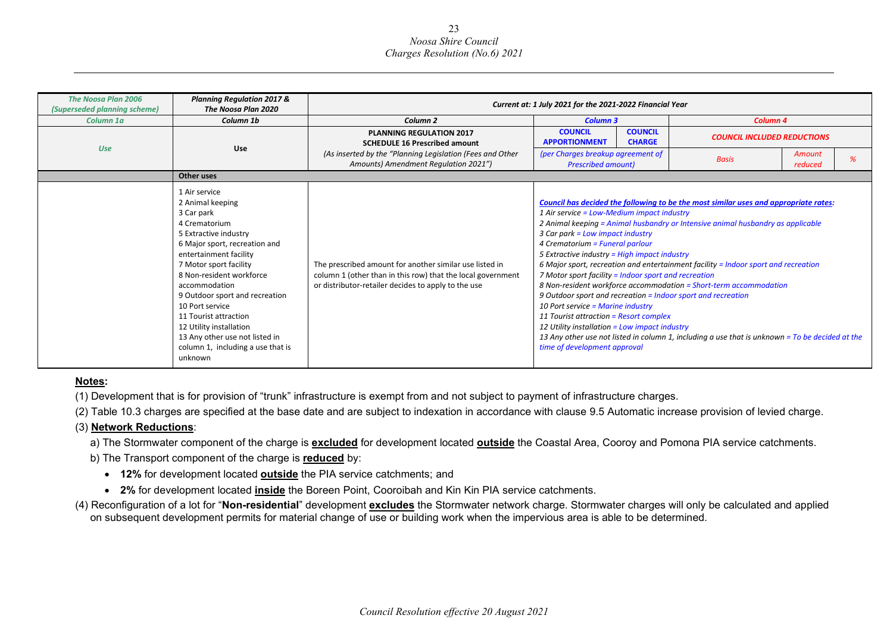| The Noosa Plan 2006 (Superseded planning scheme) | Planning Regulation 2017 & The Noosa Plan 2020 | Current at: 1 July 2021 for the 2021-2022 Financial Year | | | | | |
|---|---|---|---|---|---|---|---|
| Column 1a | Column 1b | Column 2 | Column 3 | | Column 4 | | |
| Use | Use | PLANNING REGULATION 2017 SCHEDULE 16 Prescribed amount (As inserted by the "Planning Legislation (Fees and Other Amounts) Amendment Regulation 2021") | COUNCIL APPORTIONMENT | COUNCIL CHARGE | COUNCIL INCLUDED REDUCTIONS | | |
| | | | (per Charges breakup agreement of Prescribed amount) | | Basis | Amount reduced | % |
| | **Other uses** | | | | | | |
| | 1 Air service<br>2 Animal keeping<br>3 Car park<br>4 Crematorium<br>5 Extractive industry<br>6 Major sport, recreation and entertainment facility<br>7 Motor sport facility<br>8 Non-resident workforce accommodation<br>9 Outdoor sport and recreation<br>10 Port service<br>11 Tourist attraction<br>12 Utility installation<br>13 Any other use not listed in column 1, including a use that is unknown | The prescribed amount for another similar use listed in column 1 (other than in this row) that the local government or distributor-retailer decides to apply to the use | ***Council has decided the following to be the most similar uses and appropriate rates:***<br>*1 Air service = Low-Medium impact industry*<br>*2 Animal keeping = Animal husbandry or Intensive animal husbandry as applicable*<br>*3 Car park = Low impact industry*<br>*4 Crematorium = Funeral parlour*<br>*5 Extractive industry = High impact industry*<br>*6 Major sport, recreation and entertainment facility = Indoor sport and recreation*<br>*7 Motor sport facility = Indoor sport and recreation*<br>*8 Non-resident workforce accommodation = Short-term accommodation*<br>*9 Outdoor sport and recreation = Indoor sport and recreation*<br>*10 Port service = Marine industry*<br>*11 Tourist attraction = Resort complex*<br>*12 Utility installation = Low impact industry*<br>*13 Any other use not listed in column 1, including a use that is unknown = To be decided at the time of development approval* | | | | |

**Notes:**

(1) Development that is for provision of "trunk" infrastructure is exempt from and not subject to payment of infrastructure charges.

(2) Table 10.3 charges are specified at the base date and are subject to indexation in accordance with clause 9.5 Automatic increase provision of levied charge.

(3) **Network Reductions**:

a) The Stormwater component of the charge is **excluded** for development located **outside** the Coastal Area, Cooroy and Pomona PIA service catchments.

b) The Transport component of the charge is **reduced** by:

- **12%** for development located **outside** the PIA service catchments; and
- **2%** for development located **inside** the Boreen Point, Cooroibah and Kin Kin PIA service catchments.

(4) Reconfiguration of a lot for "**Non-residential**" development **excludes** the Stormwater network charge. Stormwater charges will only be calculated and applied on subsequent development permits for material change of use or building work when the impervious area is able to be determined.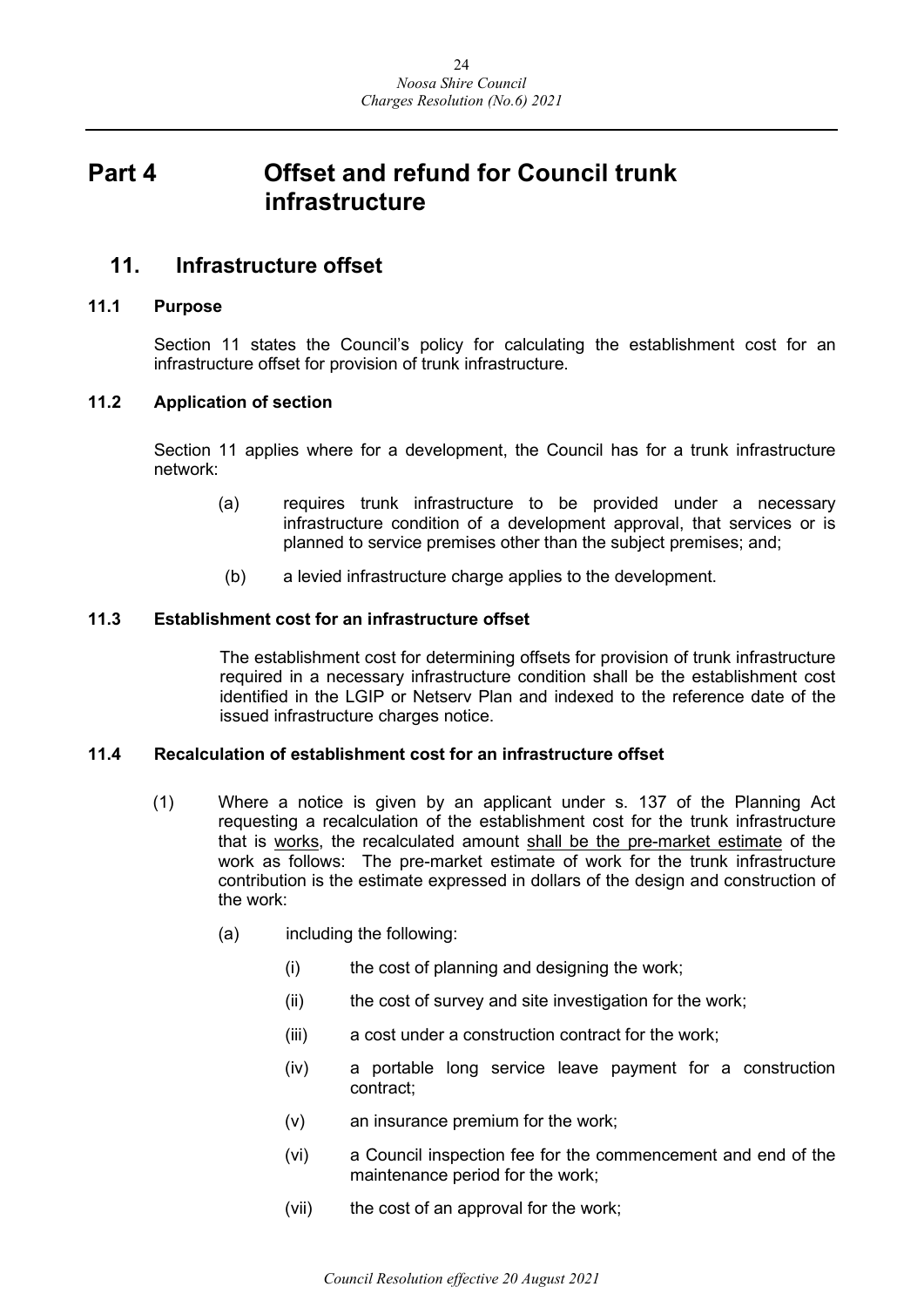# Part 4 Offset and refund for Council trunk infrastructure

## 11. Infrastructure offset

### 11.1 Purpose

Section 11 states the Council's policy for calculating the establishment cost for an infrastructure offset for provision of trunk infrastructure.

### 11.2 Application of section

Section 11 applies where for a development, the Council has for a trunk infrastructure network:

(a) requires trunk infrastructure to be provided under a necessary infrastructure condition of a development approval, that services or is planned to service premises other than the subject premises; and;

(b) a levied infrastructure charge applies to the development.

### 11.3 Establishment cost for an infrastructure offset

The establishment cost for determining offsets for provision of trunk infrastructure required in a necessary infrastructure condition shall be the establishment cost identified in the LGIP or Netserv Plan and indexed to the reference date of the issued infrastructure charges notice.

### 11.4 Recalculation of establishment cost for an infrastructure offset

(1) Where a notice is given by an applicant under s. 137 of the Planning Act requesting a recalculation of the establishment cost for the trunk infrastructure that is <u>works</u>, the recalculated amount <u>shall be the pre-market estimate</u> of the work as follows: The pre-market estimate of work for the trunk infrastructure contribution is the estimate expressed in dollars of the design and construction of the work:

(a) including the following:

(i) the cost of planning and designing the work;

(ii) the cost of survey and site investigation for the work;

(iii) a cost under a construction contract for the work;

(iv) a portable long service leave payment for a construction contract;

(v) an insurance premium for the work;

(vi) a Council inspection fee for the commencement and end of the maintenance period for the work;

(vii) the cost of an approval for the work;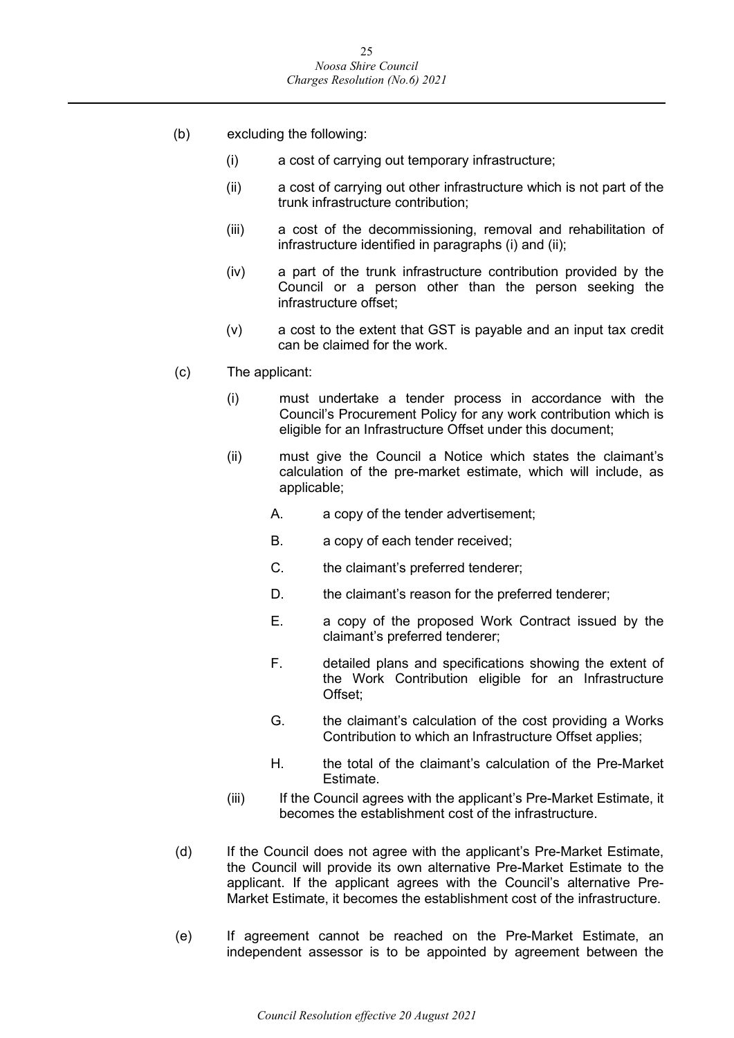(b) excluding the following:

   (i) a cost of carrying out temporary infrastructure;

   (ii) a cost of carrying out other infrastructure which is not part of the trunk infrastructure contribution;

   (iii) a cost of the decommissioning, removal and rehabilitation of infrastructure identified in paragraphs (i) and (ii);

   (iv) a part of the trunk infrastructure contribution provided by the Council or a person other than the person seeking the infrastructure offset;

   (v) a cost to the extent that GST is payable and an input tax credit can be claimed for the work.

(c) The applicant:

   (i) must undertake a tender process in accordance with the Council's Procurement Policy for any work contribution which is eligible for an Infrastructure Offset under this document;

   (ii) must give the Council a Notice which states the claimant's calculation of the pre-market estimate, which will include, as applicable;

      A. a copy of the tender advertisement;

      B. a copy of each tender received;

      C. the claimant's preferred tenderer;

      D. the claimant's reason for the preferred tenderer;

      E. a copy of the proposed Work Contract issued by the claimant's preferred tenderer;

      F. detailed plans and specifications showing the extent of the Work Contribution eligible for an Infrastructure Offset;

      G. the claimant's calculation of the cost providing a Works Contribution to which an Infrastructure Offset applies;

      H. the total of the claimant's calculation of the Pre-Market Estimate.

   (iii) If the Council agrees with the applicant's Pre-Market Estimate, it becomes the establishment cost of the infrastructure.

(d) If the Council does not agree with the applicant's Pre-Market Estimate, the Council will provide its own alternative Pre-Market Estimate to the applicant. If the applicant agrees with the Council's alternative Pre-Market Estimate, it becomes the establishment cost of the infrastructure.

(e) If agreement cannot be reached on the Pre-Market Estimate, an independent assessor is to be appointed by agreement between the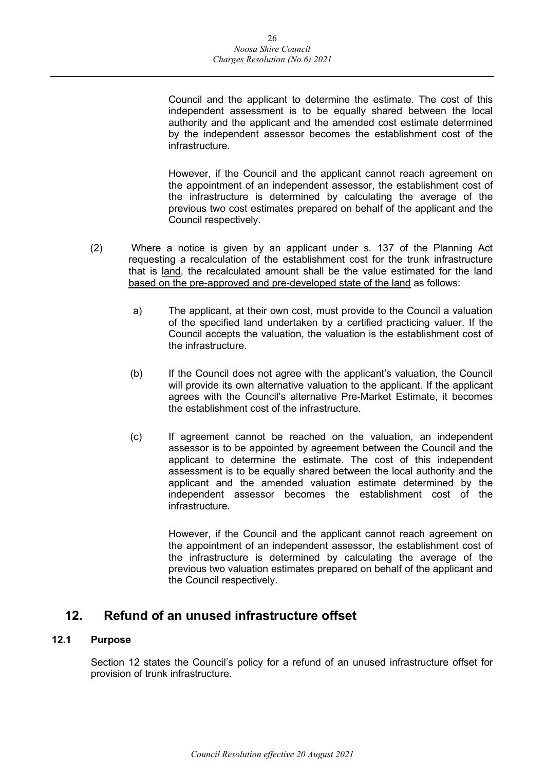Council and the applicant to determine the estimate. The cost of this independent assessment is to be equally shared between the local authority and the applicant and the amended cost estimate determined by the independent assessor becomes the establishment cost of the infrastructure.

However, if the Council and the applicant cannot reach agreement on the appointment of an independent assessor, the establishment cost of the infrastructure is determined by calculating the average of the previous two cost estimates prepared on behalf of the applicant and the Council respectively.

(2) Where a notice is given by an applicant under s. 137 of the Planning Act requesting a recalculation of the establishment cost for the trunk infrastructure that is <u>land</u>, the recalculated amount shall be the value estimated for the land <u>based on the pre-approved and pre-developed state of the land</u> as follows:

a) The applicant, at their own cost, must provide to the Council a valuation of the specified land undertaken by a certified practicing valuer. If the Council accepts the valuation, the valuation is the establishment cost of the infrastructure.

(b) If the Council does not agree with the applicant's valuation, the Council will provide its own alternative valuation to the applicant. If the applicant agrees with the Council's alternative Pre-Market Estimate, it becomes the establishment cost of the infrastructure.

(c) If agreement cannot be reached on the valuation, an independent assessor is to be appointed by agreement between the Council and the applicant to determine the estimate. The cost of this independent assessment is to be equally shared between the local authority and the applicant and the amended valuation estimate determined by the independent assessor becomes the establishment cost of the infrastructure.

However, if the Council and the applicant cannot reach agreement on the appointment of an independent assessor, the establishment cost of the infrastructure is determined by calculating the average of the previous two valuation estimates prepared on behalf of the applicant and the Council respectively.

## 12. Refund of an unused infrastructure offset

### 12.1 Purpose

Section 12 states the Council's policy for a refund of an unused infrastructure offset for provision of trunk infrastructure.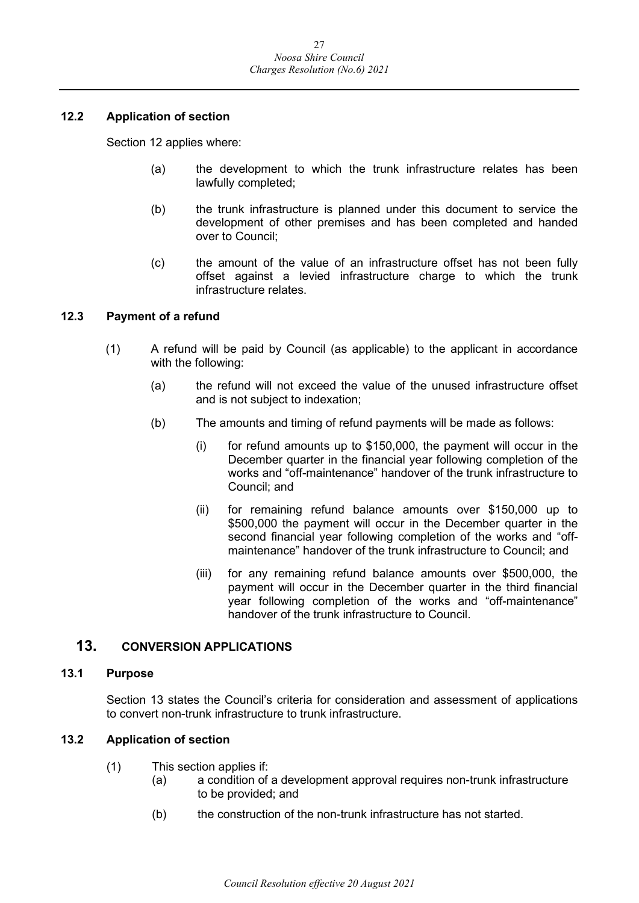### 12.2 Application of section

Section 12 applies where:

(a) the development to which the trunk infrastructure relates has been lawfully completed;

(b) the trunk infrastructure is planned under this document to service the development of other premises and has been completed and handed over to Council;

(c) the amount of the value of an infrastructure offset has not been fully offset against a levied infrastructure charge to which the trunk infrastructure relates.

### 12.3 Payment of a refund

(1) A refund will be paid by Council (as applicable) to the applicant in accordance with the following:

(a) the refund will not exceed the value of the unused infrastructure offset and is not subject to indexation;

(b) The amounts and timing of refund payments will be made as follows:

(i) for refund amounts up to $150,000, the payment will occur in the December quarter in the financial year following completion of the works and "off-maintenance" handover of the trunk infrastructure to Council; and

(ii) for remaining refund balance amounts over $150,000 up to $500,000 the payment will occur in the December quarter in the second financial year following completion of the works and "off-maintenance" handover of the trunk infrastructure to Council; and

(iii) for any remaining refund balance amounts over $500,000, the payment will occur in the December quarter in the third financial year following completion of the works and "off-maintenance" handover of the trunk infrastructure to Council.

## 13. CONVERSION APPLICATIONS

### 13.1 Purpose

Section 13 states the Council's criteria for consideration and assessment of applications to convert non-trunk infrastructure to trunk infrastructure.

### 13.2 Application of section

(1) This section applies if:

(a) a condition of a development approval requires non-trunk infrastructure to be provided; and

(b) the construction of the non-trunk infrastructure has not started.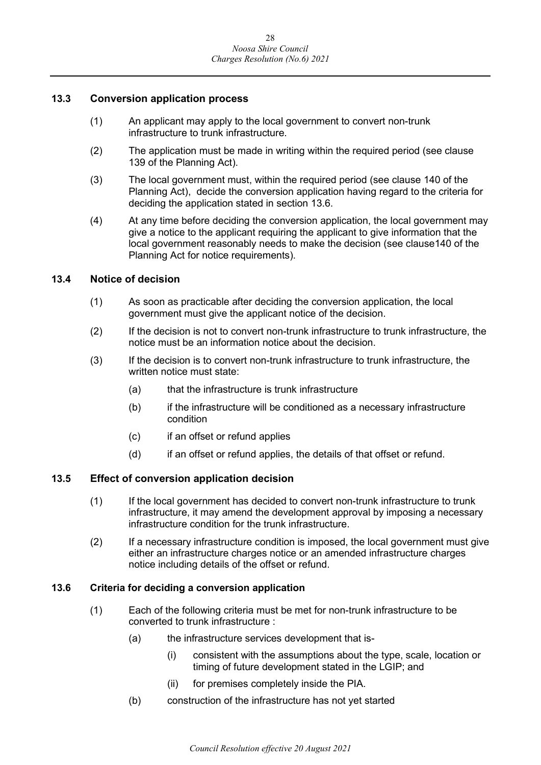### 13.3 Conversion application process

(1) An applicant may apply to the local government to convert non-trunk infrastructure to trunk infrastructure.

(2) The application must be made in writing within the required period (see clause 139 of the Planning Act).

(3) The local government must, within the required period (see clause 140 of the Planning Act), decide the conversion application having regard to the criteria for deciding the application stated in section 13.6.

(4) At any time before deciding the conversion application, the local government may give a notice to the applicant requiring the applicant to give information that the local government reasonably needs to make the decision (see clause140 of the Planning Act for notice requirements).

### 13.4 Notice of decision

(1) As soon as practicable after deciding the conversion application, the local government must give the applicant notice of the decision.

(2) If the decision is not to convert non-trunk infrastructure to trunk infrastructure, the notice must be an information notice about the decision.

(3) If the decision is to convert non-trunk infrastructure to trunk infrastructure, the written notice must state:

- (a) that the infrastructure is trunk infrastructure
- (b) if the infrastructure will be conditioned as a necessary infrastructure condition
- (c) if an offset or refund applies
- (d) if an offset or refund applies, the details of that offset or refund.

### 13.5 Effect of conversion application decision

(1) If the local government has decided to convert non-trunk infrastructure to trunk infrastructure, it may amend the development approval by imposing a necessary infrastructure condition for the trunk infrastructure.

(2) If a necessary infrastructure condition is imposed, the local government must give either an infrastructure charges notice or an amended infrastructure charges notice including details of the offset or refund.

### 13.6 Criteria for deciding a conversion application

(1) Each of the following criteria must be met for non-trunk infrastructure to be converted to trunk infrastructure :

- (a) the infrastructure services development that is-
  - (i) consistent with the assumptions about the type, scale, location or timing of future development stated in the LGIP; and
  - (ii) for premises completely inside the PIA.
- (b) construction of the infrastructure has not yet started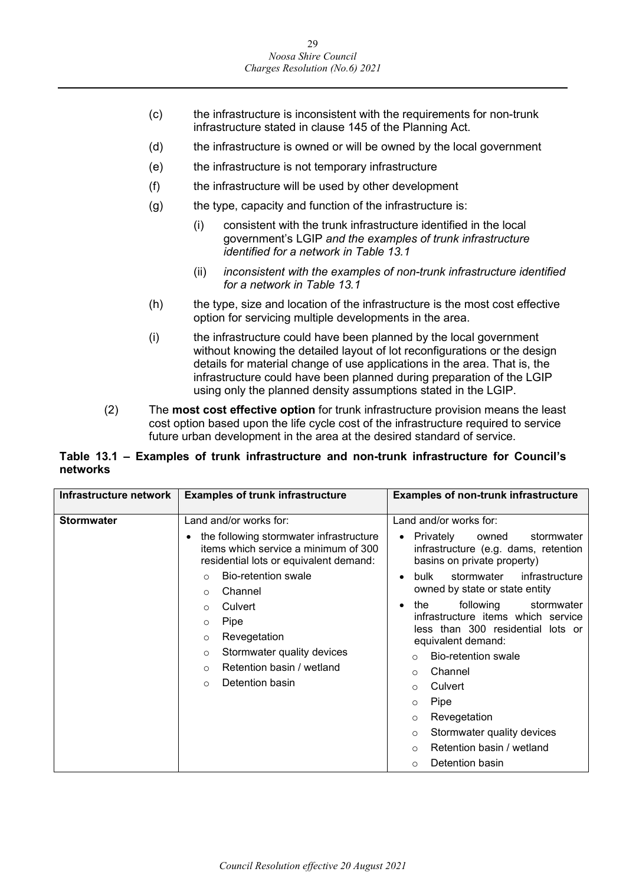(c) the infrastructure is inconsistent with the requirements for non-trunk infrastructure stated in clause 145 of the Planning Act.

(d) the infrastructure is owned or will be owned by the local government

(e) the infrastructure is not temporary infrastructure

(f) the infrastructure will be used by other development

(g) the type, capacity and function of the infrastructure is:

  (i) consistent with the trunk infrastructure identified in the local government's LGIP *and the examples of trunk infrastructure identified for a network in Table 13.1*

  (ii) *inconsistent with the examples of non-trunk infrastructure identified for a network in Table 13.1*

(h) the type, size and location of the infrastructure is the most cost effective option for servicing multiple developments in the area.

(i) the infrastructure could have been planned by the local government without knowing the detailed layout of lot reconfigurations or the design details for material change of use applications in the area. That is, the infrastructure could have been planned during preparation of the LGIP using only the planned density assumptions stated in the LGIP.

(2) The **most cost effective option** for trunk infrastructure provision means the least cost option based upon the life cycle cost of the infrastructure required to service future urban development in the area at the desired standard of service.

**Table 13.1 – Examples of trunk infrastructure and non-trunk infrastructure for Council's networks**

| Infrastructure network | Examples of trunk infrastructure | Examples of non-trunk infrastructure |
|---|---|---|
| **Stormwater** | Land and/or works for:<br>• the following stormwater infrastructure items which service a minimum of 300 residential lots or equivalent demand:<br>○ Bio-retention swale<br>○ Channel<br>○ Culvert<br>○ Pipe<br>○ Revegetation<br>○ Stormwater quality devices<br>○ Retention basin / wetland<br>○ Detention basin | Land and/or works for:<br>• Privately owned stormwater infrastructure (e.g. dams, retention basins on private property)<br>• bulk stormwater infrastructure owned by state or state entity<br>• the following stormwater infrastructure items which service less than 300 residential lots or equivalent demand:<br>○ Bio-retention swale<br>○ Channel<br>○ Culvert<br>○ Pipe<br>○ Revegetation<br>○ Stormwater quality devices<br>○ Retention basin / wetland<br>○ Detention basin |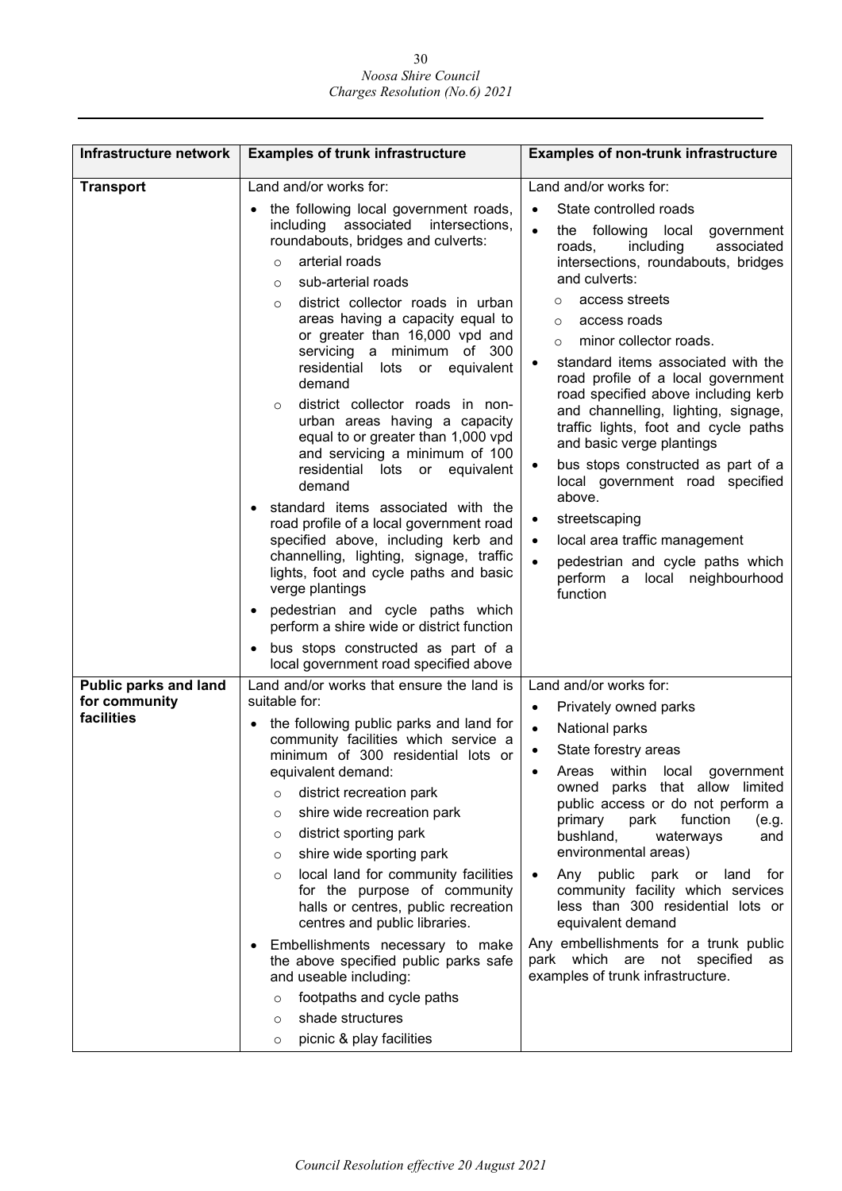| Infrastructure network | Examples of trunk infrastructure | Examples of non-trunk infrastructure |
|---|---|---|
| **Transport** | Land and/or works for:<br>• the following local government roads, including associated intersections, roundabouts, bridges and culverts:<br>  ○ arterial roads<br>  ○ sub-arterial roads<br>  ○ district collector roads in urban areas having a capacity equal to or greater than 16,000 vpd and servicing a minimum of 300 residential lots or equivalent demand<br>  ○ district collector roads in non-urban areas having a capacity equal to or greater than 1,000 vpd and servicing a minimum of 100 residential lots or equivalent demand<br>• standard items associated with the road profile of a local government road specified above, including kerb and channelling, lighting, signage, traffic lights, foot and cycle paths and basic verge plantings<br>• pedestrian and cycle paths which perform a shire wide or district function<br>• bus stops constructed as part of a local government road specified above | Land and/or works for:<br>• State controlled roads<br>• the following local government roads, including associated intersections, roundabouts, bridges and culverts:<br>  ○ access streets<br>  ○ access roads<br>  ○ minor collector roads.<br>• standard items associated with the road profile of a local government road specified above including kerb and channelling, lighting, signage, traffic lights, foot and cycle paths and basic verge plantings<br>• bus stops constructed as part of a local government road specified above.<br>• streetscaping<br>• local area traffic management<br>• pedestrian and cycle paths which perform a local neighbourhood function |
| **Public parks and land for community facilities** | Land and/or works that ensure the land is suitable for:<br>• the following public parks and land for community facilities which service a minimum of 300 residential lots or equivalent demand:<br>  ○ district recreation park<br>  ○ shire wide recreation park<br>  ○ district sporting park<br>  ○ shire wide sporting park<br>  ○ local land for community facilities for the purpose of community halls or centres, public recreation centres and public libraries.<br>• Embellishments necessary to make the above specified public parks safe and useable including:<br>  ○ footpaths and cycle paths<br>  ○ shade structures<br>  ○ picnic & play facilities | Land and/or works for:<br>• Privately owned parks<br>• National parks<br>• State forestry areas<br>• Areas within local government owned parks that allow limited public access or do not perform a primary park function (e.g. bushland, waterways and environmental areas)<br>• Any public park or land for community facility which services less than 300 residential lots or equivalent demand<br>Any embellishments for a trunk public park which are not specified as examples of trunk infrastructure. |